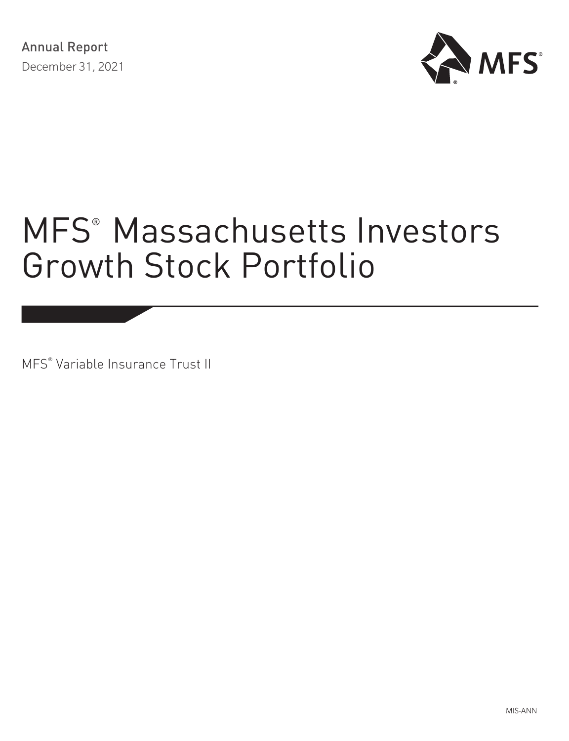Annual Report

December 31, 2021

MFS®

# MFS® Massachusetts Investors Growth Stock Portfolio

MFS® Variable Insurance Trust II

MIS-ANN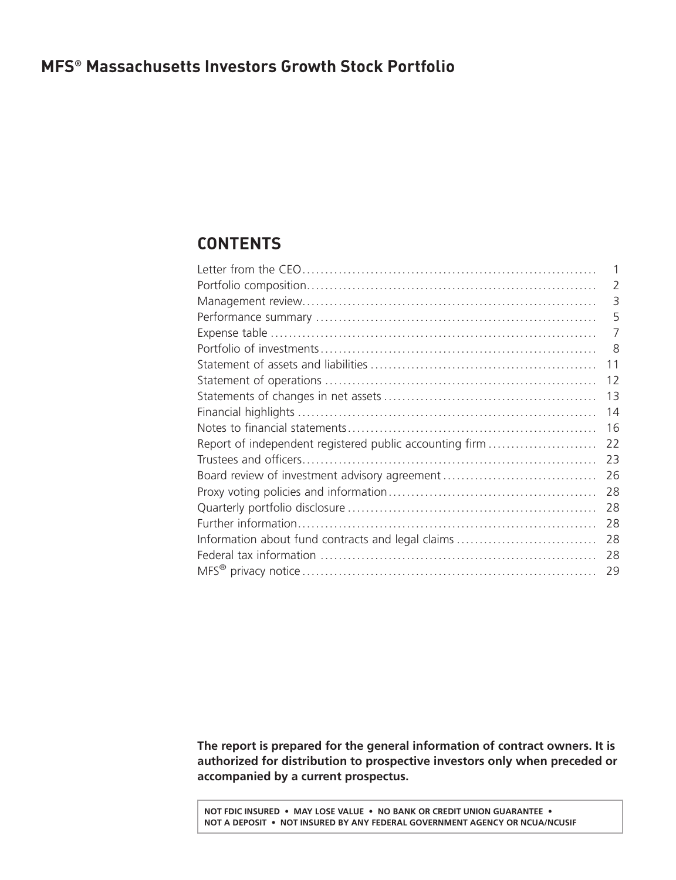# MFS® Massachusetts Investors Growth Stock Portfolio

## CONTENTS

| | |
|---|---|
| Letter from the CEO | 1 |
| Portfolio composition | 2 |
| Management review | 3 |
| Performance summary | 5 |
| Expense table | 7 |
| Portfolio of investments | 8 |
| Statement of assets and liabilities | 11 |
| Statement of operations | 12 |
| Statements of changes in net assets | 13 |
| Financial highlights | 14 |
| Notes to financial statements | 16 |
| Report of independent registered public accounting firm | 22 |
| Trustees and officers | 23 |
| Board review of investment advisory agreement | 26 |
| Proxy voting policies and information | 28 |
| Quarterly portfolio disclosure | 28 |
| Further information | 28 |
| Information about fund contracts and legal claims | 28 |
| Federal tax information | 28 |
| MFS® privacy notice | 29 |

**The report is prepared for the general information of contract owners. It is authorized for distribution to prospective investors only when preceded or accompanied by a current prospectus.**

**NOT FDIC INSURED • MAY LOSE VALUE • NO BANK OR CREDIT UNION GUARANTEE • NOT A DEPOSIT • NOT INSURED BY ANY FEDERAL GOVERNMENT AGENCY OR NCUA/NCUSIF**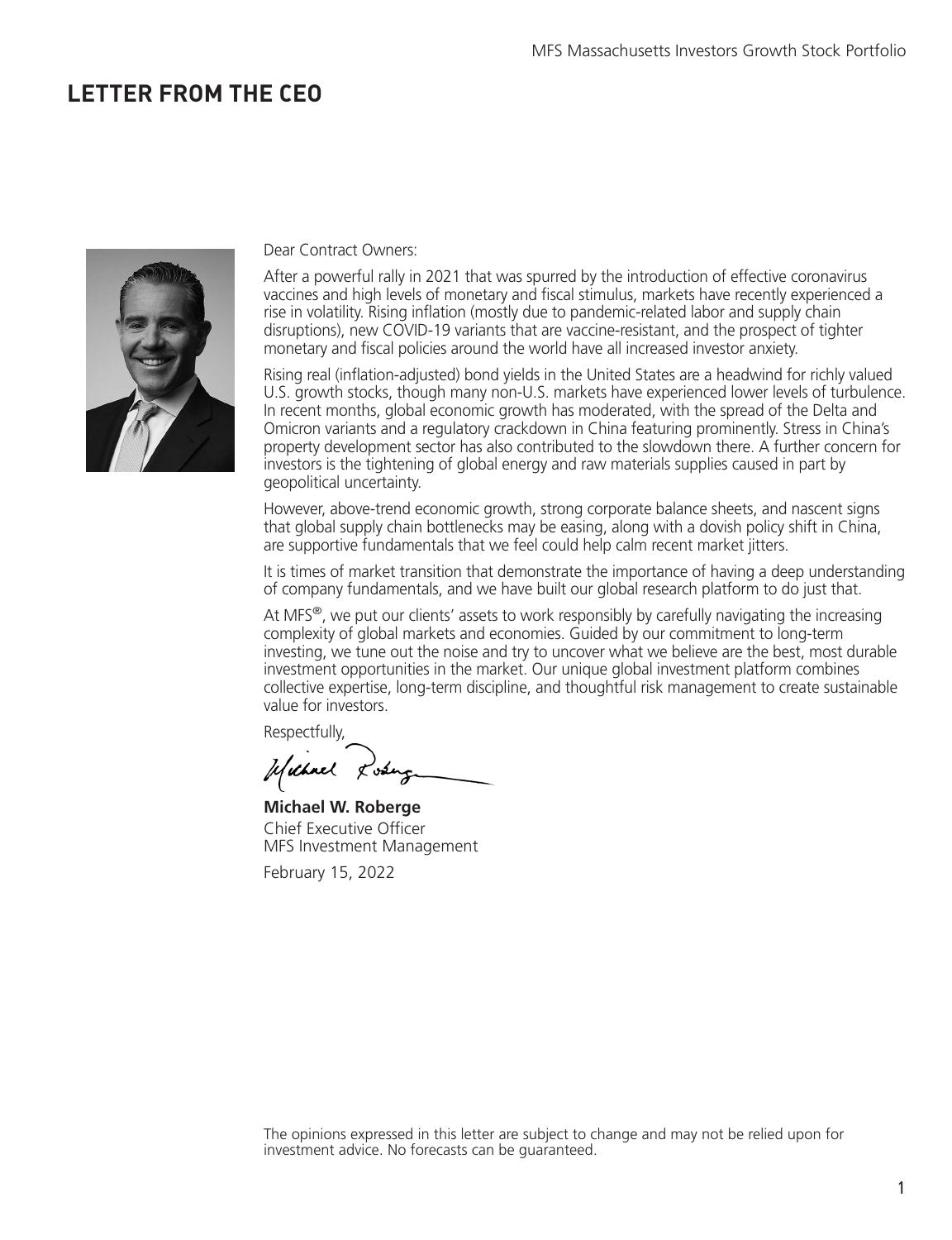# LETTER FROM THE CEO

Dear Contract Owners:

After a powerful rally in 2021 that was spurred by the introduction of effective coronavirus vaccines and high levels of monetary and fiscal stimulus, markets have recently experienced a rise in volatility. Rising inflation (mostly due to pandemic-related labor and supply chain disruptions), new COVID-19 variants that are vaccine-resistant, and the prospect of tighter monetary and fiscal policies around the world have all increased investor anxiety.

Rising real (inflation-adjusted) bond yields in the United States are a headwind for richly valued U.S. growth stocks, though many non-U.S. markets have experienced lower levels of turbulence. In recent months, global economic growth has moderated, with the spread of the Delta and Omicron variants and a regulatory crackdown in China featuring prominently. Stress in China's property development sector has also contributed to the slowdown there. A further concern for investors is the tightening of global energy and raw materials supplies caused in part by geopolitical uncertainty.

However, above-trend economic growth, strong corporate balance sheets, and nascent signs that global supply chain bottlenecks may be easing, along with a dovish policy shift in China, are supportive fundamentals that we feel could help calm recent market jitters.

It is times of market transition that demonstrate the importance of having a deep understanding of company fundamentals, and we have built our global research platform to do just that.

At MFS®, we put our clients' assets to work responsibly by carefully navigating the increasing complexity of global markets and economies. Guided by our commitment to long-term investing, we tune out the noise and try to uncover what we believe are the best, most durable investment opportunities in the market. Our unique global investment platform combines collective expertise, long-term discipline, and thoughtful risk management to create sustainable value for investors.

Respectfully,

**Michael W. Roberge**
Chief Executive Officer
MFS Investment Management

February 15, 2022

The opinions expressed in this letter are subject to change and may not be relied upon for investment advice. No forecasts can be guaranteed.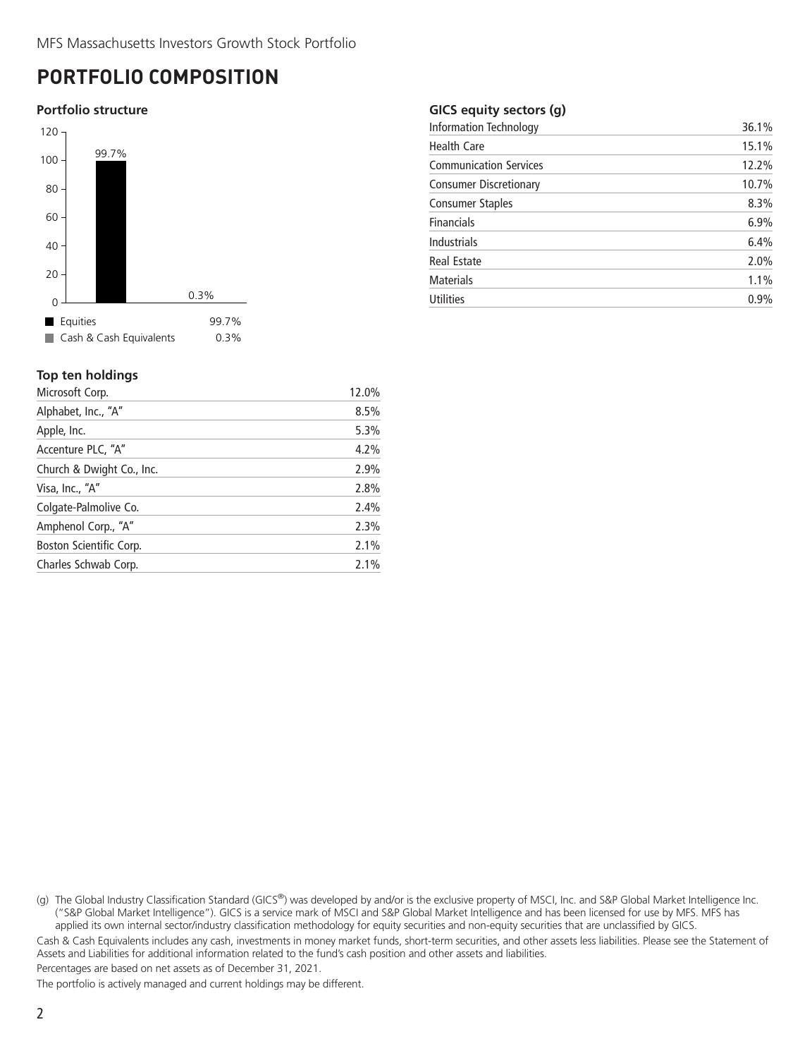# PORTFOLIO COMPOSITION

### Portfolio structure

| | |
|---|---|
| Equities | 99.7% |
| Cash & Cash Equivalents | 0.3% |

### Top ten holdings

| | |
|---|---|
| Microsoft Corp. | 12.0% |
| Alphabet, Inc., "A" | 8.5% |
| Apple, Inc. | 5.3% |
| Accenture PLC, "A" | 4.2% |
| Church & Dwight Co., Inc. | 2.9% |
| Visa, Inc., "A" | 2.8% |
| Colgate-Palmolive Co. | 2.4% |
| Amphenol Corp., "A" | 2.3% |
| Boston Scientific Corp. | 2.1% |
| Charles Schwab Corp. | 2.1% |

### GICS equity sectors (g)

| | |
|---|---|
| Information Technology | 36.1% |
| Health Care | 15.1% |
| Communication Services | 12.2% |
| Consumer Discretionary | 10.7% |
| Consumer Staples | 8.3% |
| Financials | 6.9% |
| Industrials | 6.4% |
| Real Estate | 2.0% |
| Materials | 1.1% |
| Utilities | 0.9% |

(g) The Global Industry Classification Standard (GICS®) was developed by and/or is the exclusive property of MSCI, Inc. and S&P Global Market Intelligence Inc. ("S&P Global Market Intelligence"). GICS is a service mark of MSCI and S&P Global Market Intelligence and has been licensed for use by MFS. MFS has applied its own internal sector/industry classification methodology for equity securities and non-equity securities that are unclassified by GICS.

Cash & Cash Equivalents includes any cash, investments in money market funds, short-term securities, and other assets less liabilities. Please see the Statement of Assets and Liabilities for additional information related to the fund's cash position and other assets and liabilities.

Percentages are based on net assets as of December 31, 2021.

The portfolio is actively managed and current holdings may be different.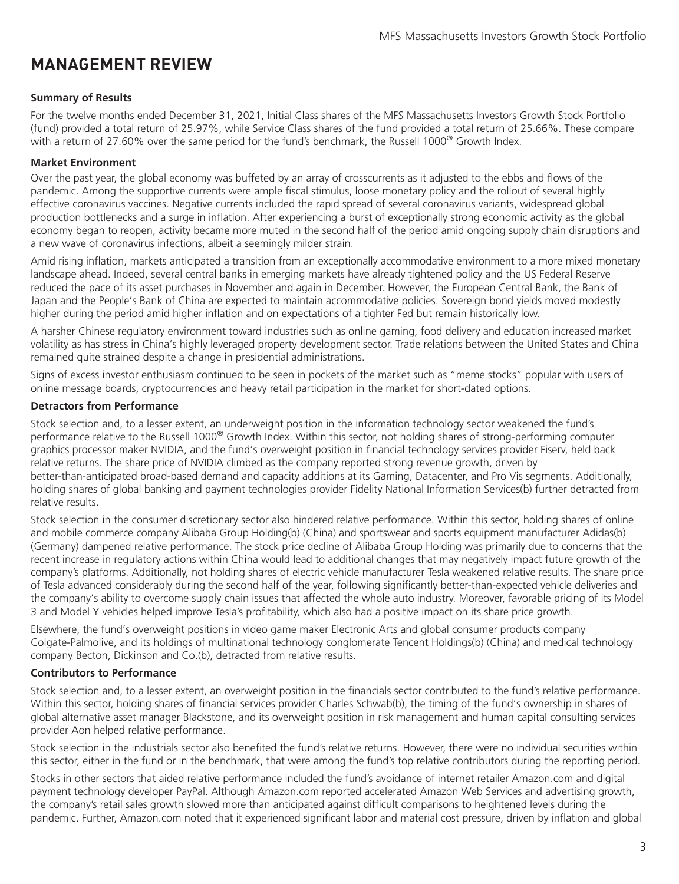# MANAGEMENT REVIEW

### Summary of Results

For the twelve months ended December 31, 2021, Initial Class shares of the MFS Massachusetts Investors Growth Stock Portfolio (fund) provided a total return of 25.97%, while Service Class shares of the fund provided a total return of 25.66%. These compare with a return of 27.60% over the same period for the fund's benchmark, the Russell 1000® Growth Index.

### Market Environment

Over the past year, the global economy was buffeted by an array of crosscurrents as it adjusted to the ebbs and flows of the pandemic. Among the supportive currents were ample fiscal stimulus, loose monetary policy and the rollout of several highly effective coronavirus vaccines. Negative currents included the rapid spread of several coronavirus variants, widespread global production bottlenecks and a surge in inflation. After experiencing a burst of exceptionally strong economic activity as the global economy began to reopen, activity became more muted in the second half of the period amid ongoing supply chain disruptions and a new wave of coronavirus infections, albeit a seemingly milder strain.

Amid rising inflation, markets anticipated a transition from an exceptionally accommodative environment to a more mixed monetary landscape ahead. Indeed, several central banks in emerging markets have already tightened policy and the US Federal Reserve reduced the pace of its asset purchases in November and again in December. However, the European Central Bank, the Bank of Japan and the People's Bank of China are expected to maintain accommodative policies. Sovereign bond yields moved modestly higher during the period amid higher inflation and on expectations of a tighter Fed but remain historically low.

A harsher Chinese regulatory environment toward industries such as online gaming, food delivery and education increased market volatility as has stress in China's highly leveraged property development sector. Trade relations between the United States and China remained quite strained despite a change in presidential administrations.

Signs of excess investor enthusiasm continued to be seen in pockets of the market such as "meme stocks" popular with users of online message boards, cryptocurrencies and heavy retail participation in the market for short-dated options.

### Detractors from Performance

Stock selection and, to a lesser extent, an underweight position in the information technology sector weakened the fund's performance relative to the Russell 1000® Growth Index. Within this sector, not holding shares of strong-performing computer graphics processor maker NVIDIA, and the fund's overweight position in financial technology services provider Fiserv, held back relative returns. The share price of NVIDIA climbed as the company reported strong revenue growth, driven by better-than-anticipated broad-based demand and capacity additions at its Gaming, Datacenter, and Pro Vis segments. Additionally, holding shares of global banking and payment technologies provider Fidelity National Information Services(b) further detracted from relative results.

Stock selection in the consumer discretionary sector also hindered relative performance. Within this sector, holding shares of online and mobile commerce company Alibaba Group Holding(b) (China) and sportswear and sports equipment manufacturer Adidas(b) (Germany) dampened relative performance. The stock price decline of Alibaba Group Holding was primarily due to concerns that the recent increase in regulatory actions within China would lead to additional changes that may negatively impact future growth of the company's platforms. Additionally, not holding shares of electric vehicle manufacturer Tesla weakened relative results. The share price of Tesla advanced considerably during the second half of the year, following significantly better-than-expected vehicle deliveries and the company's ability to overcome supply chain issues that affected the whole auto industry. Moreover, favorable pricing of its Model 3 and Model Y vehicles helped improve Tesla's profitability, which also had a positive impact on its share price growth.

Elsewhere, the fund's overweight positions in video game maker Electronic Arts and global consumer products company Colgate-Palmolive, and its holdings of multinational technology conglomerate Tencent Holdings(b) (China) and medical technology company Becton, Dickinson and Co.(b), detracted from relative results.

### Contributors to Performance

Stock selection and, to a lesser extent, an overweight position in the financials sector contributed to the fund's relative performance. Within this sector, holding shares of financial services provider Charles Schwab(b), the timing of the fund's ownership in shares of global alternative asset manager Blackstone, and its overweight position in risk management and human capital consulting services provider Aon helped relative performance.

Stock selection in the industrials sector also benefited the fund's relative returns. However, there were no individual securities within this sector, either in the fund or in the benchmark, that were among the fund's top relative contributors during the reporting period.

Stocks in other sectors that aided relative performance included the fund's avoidance of internet retailer Amazon.com and digital payment technology developer PayPal. Although Amazon.com reported accelerated Amazon Web Services and advertising growth, the company's retail sales growth slowed more than anticipated against difficult comparisons to heightened levels during the pandemic. Further, Amazon.com noted that it experienced significant labor and material cost pressure, driven by inflation and global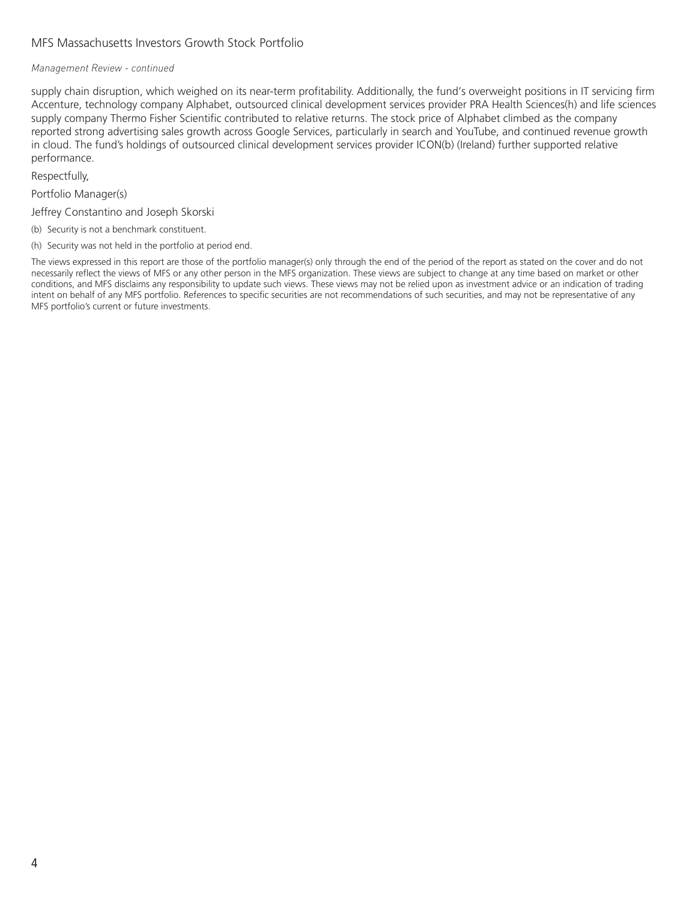*Management Review - continued*

supply chain disruption, which weighed on its near-term profitability. Additionally, the fund's overweight positions in IT servicing firm Accenture, technology company Alphabet, outsourced clinical development services provider PRA Health Sciences(h) and life sciences supply company Thermo Fisher Scientific contributed to relative returns. The stock price of Alphabet climbed as the company reported strong advertising sales growth across Google Services, particularly in search and YouTube, and continued revenue growth in cloud. The fund's holdings of outsourced clinical development services provider ICON(b) (Ireland) further supported relative performance.

Respectfully,

Portfolio Manager(s)

Jeffrey Constantino and Joseph Skorski

(b) Security is not a benchmark constituent.

(h) Security was not held in the portfolio at period end.

The views expressed in this report are those of the portfolio manager(s) only through the end of the period of the report as stated on the cover and do not necessarily reflect the views of MFS or any other person in the MFS organization. These views are subject to change at any time based on market or other conditions, and MFS disclaims any responsibility to update such views. These views may not be relied upon as investment advice or an indication of trading intent on behalf of any MFS portfolio. References to specific securities are not recommendations of such securities, and may not be representative of any MFS portfolio's current or future investments.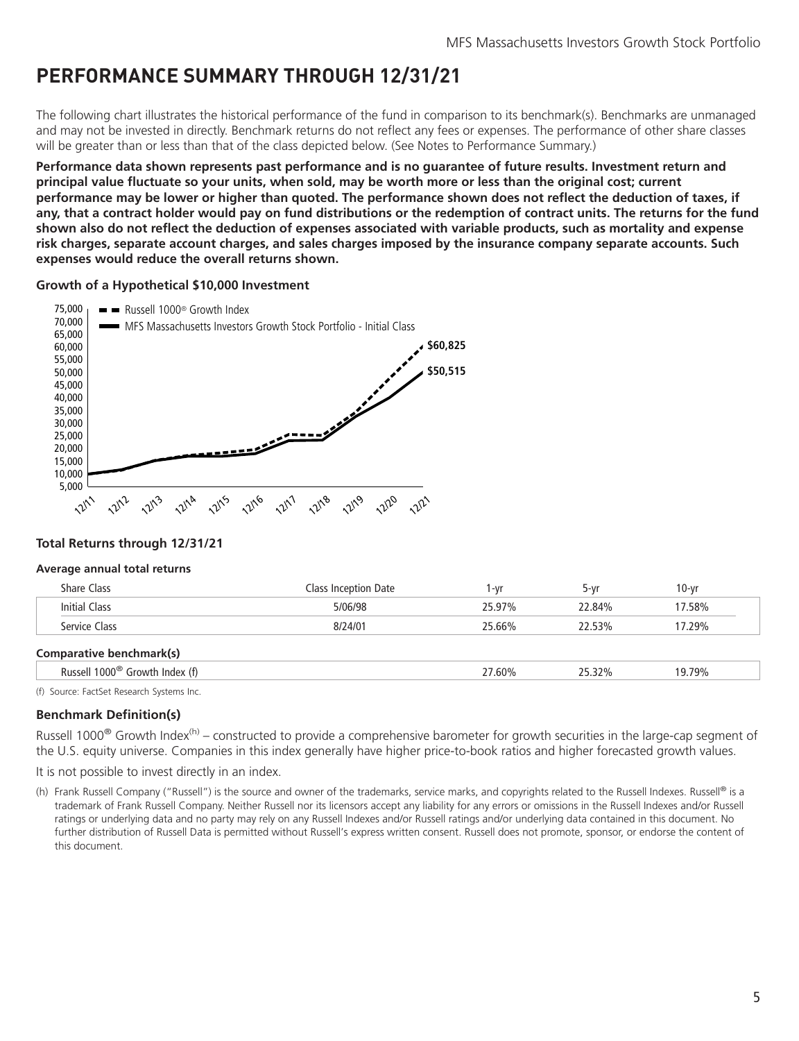# PERFORMANCE SUMMARY THROUGH 12/31/21

The following chart illustrates the historical performance of the fund in comparison to its benchmark(s). Benchmarks are unmanaged and may not be invested in directly. Benchmark returns do not reflect any fees or expenses. The performance of other share classes will be greater than or less than that of the class depicted below. (See Notes to Performance Summary.)

**Performance data shown represents past performance and is no guarantee of future results. Investment return and principal value fluctuate so your units, when sold, may be worth more or less than the original cost; current performance may be lower or higher than quoted. The performance shown does not reflect the deduction of taxes, if any, that a contract holder would pay on fund distributions or the redemption of contract units. The returns for the fund shown also do not reflect the deduction of expenses associated with variable products, such as mortality and expense risk charges, separate account charges, and sales charges imposed by the insurance company separate accounts. Such expenses would reduce the overall returns shown.**

**Growth of a Hypothetical $10,000 Investment**

Russell 1000® Growth Index: $60,825
MFS Massachusetts Investors Growth Stock Portfolio - Initial Class: $50,515

### Total Returns through 12/31/21

**Average annual total returns**

| Share Class | Class Inception Date | 1-yr | 5-yr | 10-yr |
|---|---|---|---|---|
| Initial Class | 5/06/98 | 25.97% | 22.84% | 17.58% |
| Service Class | 8/24/01 | 25.66% | 22.53% | 17.29% |

**Comparative benchmark(s)**

| | 1-yr | 5-yr | 10-yr |
|---|---|---|---|
| Russell 1000® Growth Index (f) | 27.60% | 25.32% | 19.79% |

(f) Source: FactSet Research Systems Inc.

### Benchmark Definition(s)

Russell 1000® Growth Index[(h)] – constructed to provide a comprehensive barometer for growth securities in the large-cap segment of the U.S. equity universe. Companies in this index generally have higher price-to-book ratios and higher forecasted growth values.

It is not possible to invest directly in an index.

(h) Frank Russell Company ("Russell") is the source and owner of the trademarks, service marks, and copyrights related to the Russell Indexes. Russell® is a trademark of Frank Russell Company. Neither Russell nor its licensors accept any liability for any errors or omissions in the Russell Indexes and/or Russell ratings or underlying data and no party may rely on any Russell Indexes and/or Russell ratings and/or underlying data contained in this document. No further distribution of Russell Data is permitted without Russell's express written consent. Russell does not promote, sponsor, or endorse the content of this document.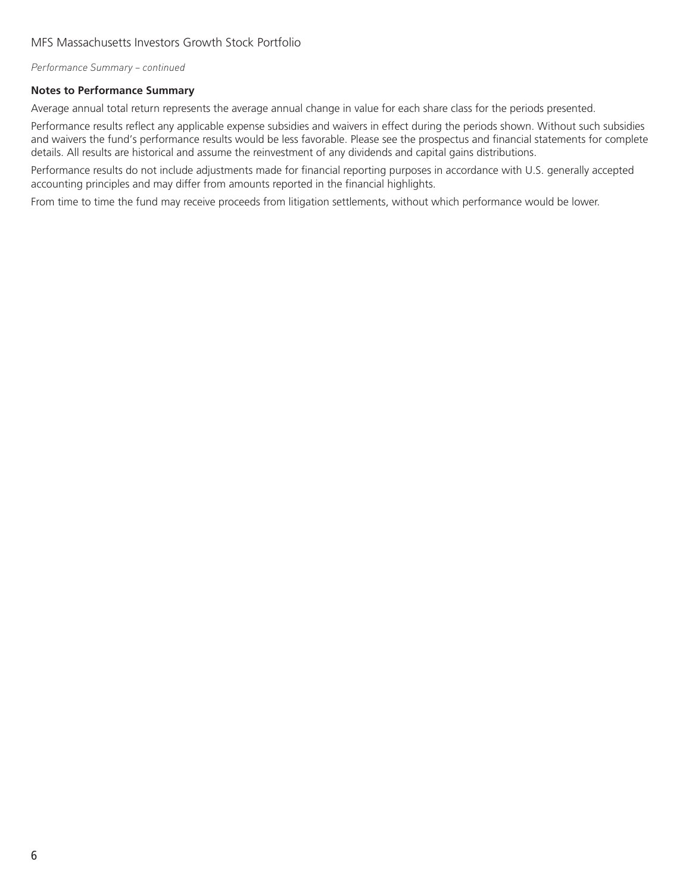*Performance Summary – continued*

**Notes to Performance Summary**

Average annual total return represents the average annual change in value for each share class for the periods presented.

Performance results reflect any applicable expense subsidies and waivers in effect during the periods shown. Without such subsidies and waivers the fund's performance results would be less favorable. Please see the prospectus and financial statements for complete details. All results are historical and assume the reinvestment of any dividends and capital gains distributions.

Performance results do not include adjustments made for financial reporting purposes in accordance with U.S. generally accepted accounting principles and may differ from amounts reported in the financial highlights.

From time to time the fund may receive proceeds from litigation settlements, without which performance would be lower.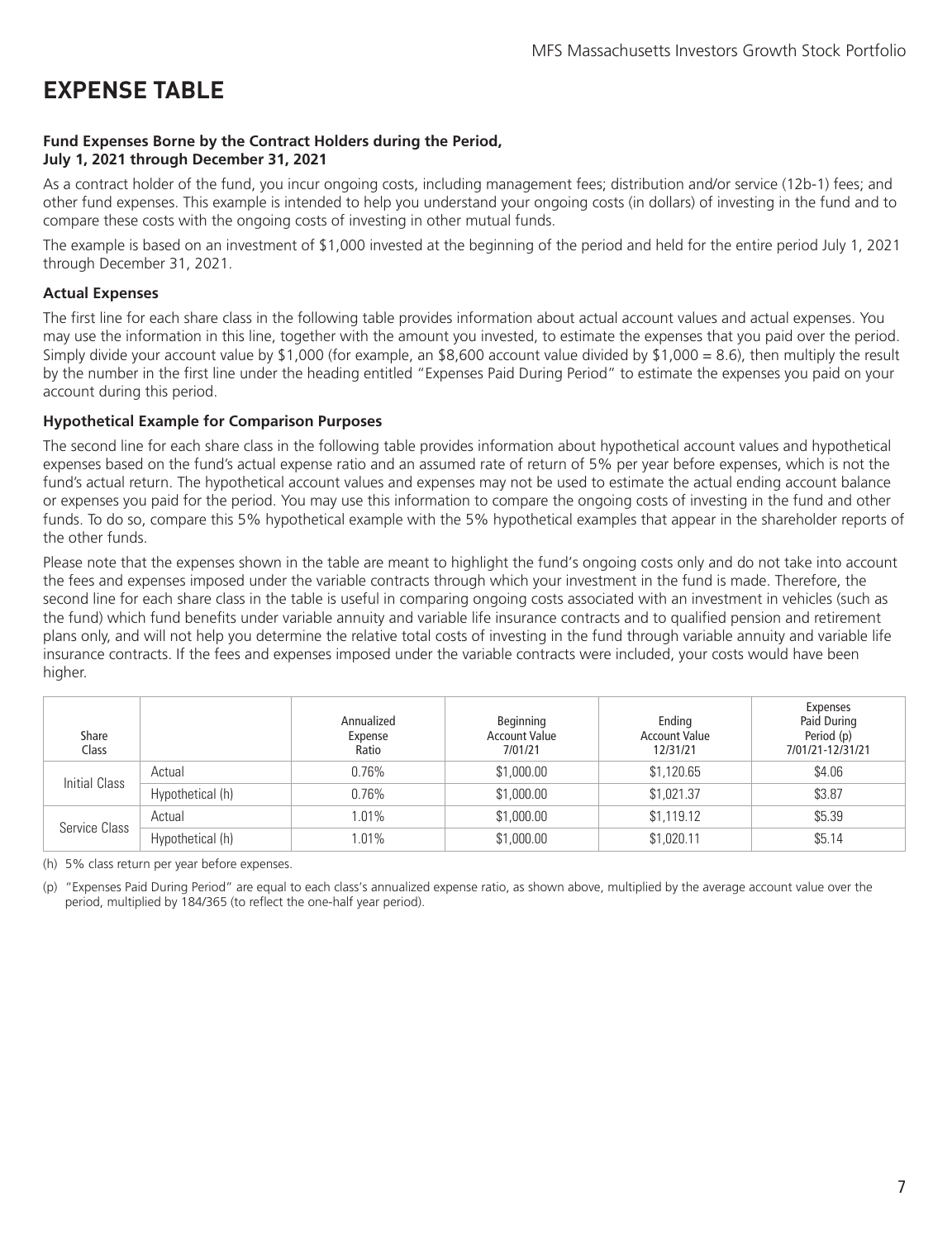# EXPENSE TABLE

**Fund Expenses Borne by the Contract Holders during the Period, July 1, 2021 through December 31, 2021**

As a contract holder of the fund, you incur ongoing costs, including management fees; distribution and/or service (12b-1) fees; and other fund expenses. This example is intended to help you understand your ongoing costs (in dollars) of investing in the fund and to compare these costs with the ongoing costs of investing in other mutual funds.

The example is based on an investment of $1,000 invested at the beginning of the period and held for the entire period July 1, 2021 through December 31, 2021.

### Actual Expenses

The first line for each share class in the following table provides information about actual account values and actual expenses. You may use the information in this line, together with the amount you invested, to estimate the expenses that you paid over the period. Simply divide your account value by $1,000 (for example, an $8,600 account value divided by $1,000 = 8.6), then multiply the result by the number in the first line under the heading entitled "Expenses Paid During Period" to estimate the expenses you paid on your account during this period.

### Hypothetical Example for Comparison Purposes

The second line for each share class in the following table provides information about hypothetical account values and hypothetical expenses based on the fund's actual expense ratio and an assumed rate of return of 5% per year before expenses, which is not the fund's actual return. The hypothetical account values and expenses may not be used to estimate the actual ending account balance or expenses you paid for the period. You may use this information to compare the ongoing costs of investing in the fund and other funds. To do so, compare this 5% hypothetical example with the 5% hypothetical examples that appear in the shareholder reports of the other funds.

Please note that the expenses shown in the table are meant to highlight the fund's ongoing costs only and do not take into account the fees and expenses imposed under the variable contracts through which your investment in the fund is made. Therefore, the second line for each share class in the table is useful in comparing ongoing costs associated with an investment in vehicles (such as the fund) which fund benefits under variable annuity and variable life insurance contracts and to qualified pension and retirement plans only, and will not help you determine the relative total costs of investing in the fund through variable annuity and variable life insurance contracts. If the fees and expenses imposed under the variable contracts were included, your costs would have been higher.

| Share Class | | Annualized Expense Ratio | Beginning Account Value 7/01/21 | Ending Account Value 12/31/21 | Expenses Paid During Period (p) 7/01/21-12/31/21 |
|---|---|---|---|---|---|
| Initial Class | Actual | 0.76% | $1,000.00 | $1,120.65 | $4.06 |
| | Hypothetical (h) | 0.76% | $1,000.00 | $1,021.37 | $3.87 |
| Service Class | Actual | 1.01% | $1,000.00 | $1,119.12 | $5.39 |
| | Hypothetical (h) | 1.01% | $1,000.00 | $1,020.11 | $5.14 |

(h) 5% class return per year before expenses.

(p) "Expenses Paid During Period" are equal to each class's annualized expense ratio, as shown above, multiplied by the average account value over the period, multiplied by 184/365 (to reflect the one-half year period).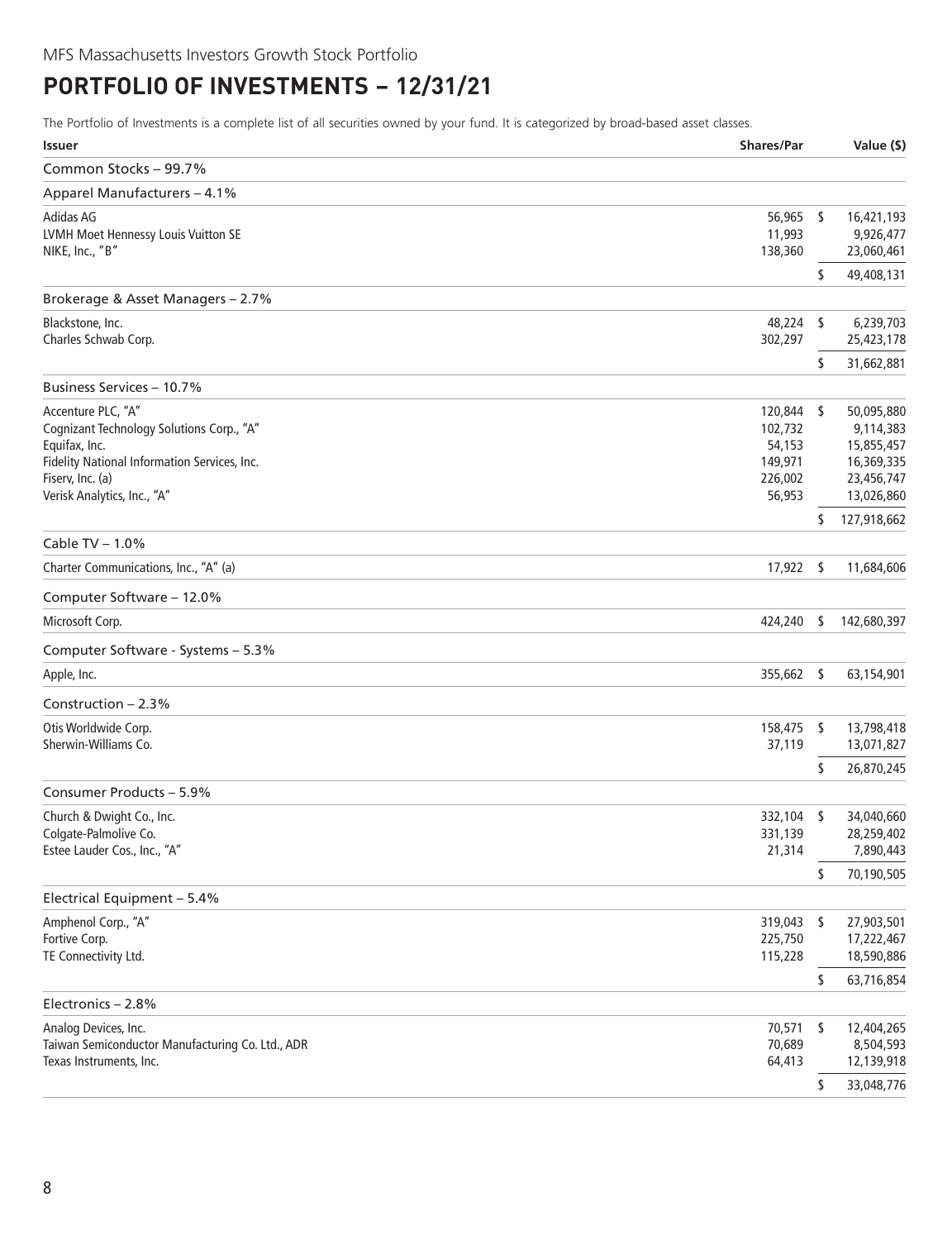MFS Massachusetts Investors Growth Stock Portfolio

# PORTFOLIO OF INVESTMENTS – 12/31/21

The Portfolio of Investments is a complete list of all securities owned by your fund. It is categorized by broad-based asset classes.

| Issuer | Shares/Par | | Value ($) |
|---|---|---|---|
| **Common Stocks – 99.7%** | | | |
| **Apparel Manufacturers – 4.1%** | | | |
| Adidas AG | 56,965 | $ | 16,421,193 |
| LVMH Moet Hennessy Louis Vuitton SE | 11,993 | | 9,926,477 |
| NIKE, Inc., "B" | 138,360 | | 23,060,461 |
| | | $ | 49,408,131 |
| **Brokerage & Asset Managers – 2.7%** | | | |
| Blackstone, Inc. | 48,224 | $ | 6,239,703 |
| Charles Schwab Corp. | 302,297 | | 25,423,178 |
| | | $ | 31,662,881 |
| **Business Services – 10.7%** | | | |
| Accenture PLC, "A" | 120,844 | $ | 50,095,880 |
| Cognizant Technology Solutions Corp., "A" | 102,732 | | 9,114,383 |
| Equifax, Inc. | 54,153 | | 15,855,457 |
| Fidelity National Information Services, Inc. | 149,971 | | 16,369,335 |
| Fiserv, Inc. (a) | 226,002 | | 23,456,747 |
| Verisk Analytics, Inc., "A" | 56,953 | | 13,026,860 |
| | | $ | 127,918,662 |
| **Cable TV – 1.0%** | | | |
| Charter Communications, Inc., "A" (a) | 17,922 | $ | 11,684,606 |
| **Computer Software – 12.0%** | | | |
| Microsoft Corp. | 424,240 | $ | 142,680,397 |
| **Computer Software - Systems – 5.3%** | | | |
| Apple, Inc. | 355,662 | $ | 63,154,901 |
| **Construction – 2.3%** | | | |
| Otis Worldwide Corp. | 158,475 | $ | 13,798,418 |
| Sherwin-Williams Co. | 37,119 | | 13,071,827 |
| | | $ | 26,870,245 |
| **Consumer Products – 5.9%** | | | |
| Church & Dwight Co., Inc. | 332,104 | $ | 34,040,660 |
| Colgate-Palmolive Co. | 331,139 | | 28,259,402 |
| Estee Lauder Cos., Inc., "A" | 21,314 | | 7,890,443 |
| | | $ | 70,190,505 |
| **Electrical Equipment – 5.4%** | | | |
| Amphenol Corp., "A" | 319,043 | $ | 27,903,501 |
| Fortive Corp. | 225,750 | | 17,222,467 |
| TE Connectivity Ltd. | 115,228 | | 18,590,886 |
| | | $ | 63,716,854 |
| **Electronics – 2.8%** | | | |
| Analog Devices, Inc. | 70,571 | $ | 12,404,265 |
| Taiwan Semiconductor Manufacturing Co. Ltd., ADR | 70,689 | | 8,504,593 |
| Texas Instruments, Inc. | 64,413 | | 12,139,918 |
| | | $ | 33,048,776 |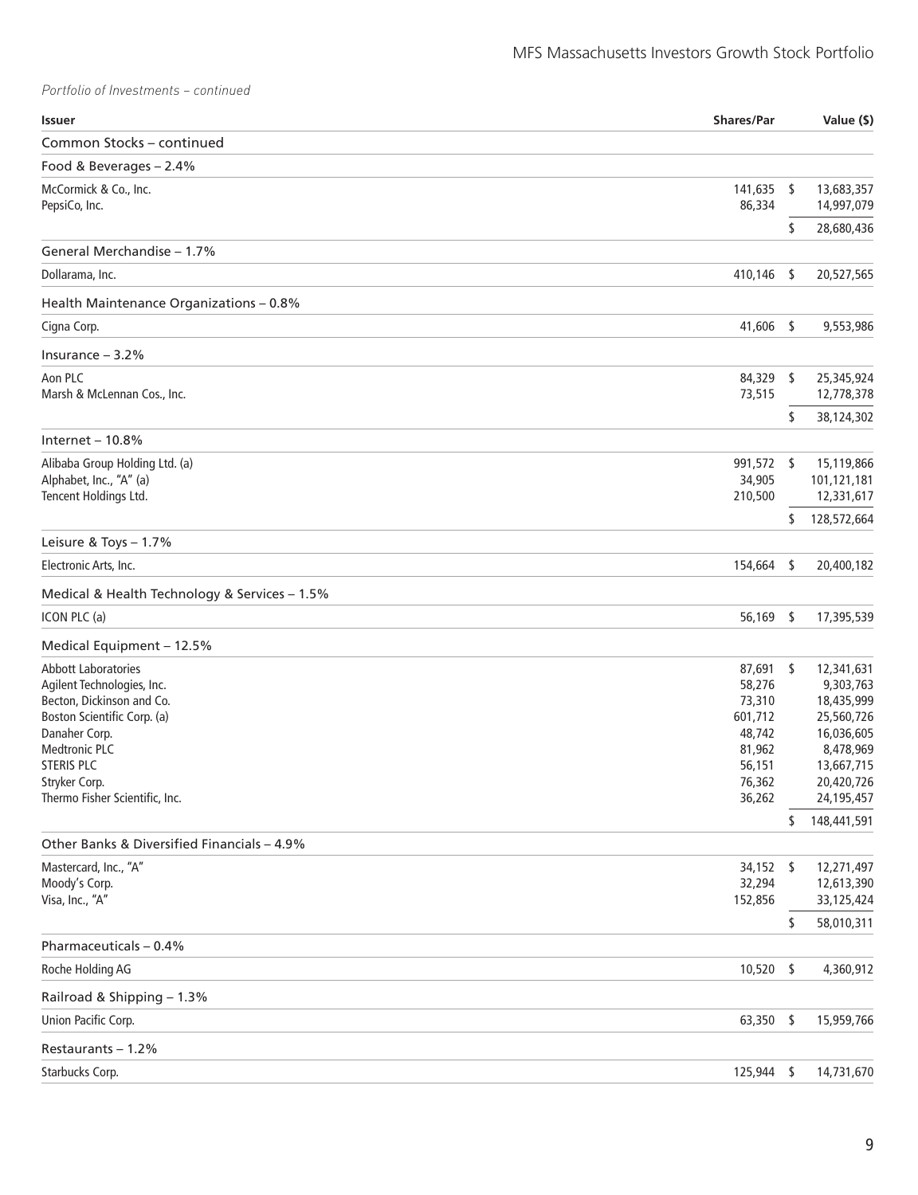*Portfolio of Investments – continued*

| Issuer | Shares/Par | Value ($) |
|---|---|---|
| **Common Stocks – continued** | | |
| **Food & Beverages – 2.4%** | | |
| McCormick & Co., Inc. | 141,635 | $ 13,683,357 |
| PepsiCo, Inc. | 86,334 | 14,997,079 |
| | | $ 28,680,436 |
| **General Merchandise – 1.7%** | | |
| Dollarama, Inc. | 410,146 | $ 20,527,565 |
| **Health Maintenance Organizations – 0.8%** | | |
| Cigna Corp. | 41,606 | $ 9,553,986 |
| **Insurance – 3.2%** | | |
| Aon PLC | 84,329 | $ 25,345,924 |
| Marsh & McLennan Cos., Inc. | 73,515 | 12,778,378 |
| | | $ 38,124,302 |
| **Internet – 10.8%** | | |
| Alibaba Group Holding Ltd. (a) | 991,572 | $ 15,119,866 |
| Alphabet, Inc., "A" (a) | 34,905 | 101,121,181 |
| Tencent Holdings Ltd. | 210,500 | 12,331,617 |
| | | $ 128,572,664 |
| **Leisure & Toys – 1.7%** | | |
| Electronic Arts, Inc. | 154,664 | $ 20,400,182 |
| **Medical & Health Technology & Services – 1.5%** | | |
| ICON PLC (a) | 56,169 | $ 17,395,539 |
| **Medical Equipment – 12.5%** | | |
| Abbott Laboratories | 87,691 | $ 12,341,631 |
| Agilent Technologies, Inc. | 58,276 | 9,303,763 |
| Becton, Dickinson and Co. | 73,310 | 18,435,999 |
| Boston Scientific Corp. (a) | 601,712 | 25,560,726 |
| Danaher Corp. | 48,742 | 16,036,605 |
| Medtronic PLC | 81,962 | 8,478,969 |
| STERIS PLC | 56,151 | 13,667,715 |
| Stryker Corp. | 76,362 | 20,420,726 |
| Thermo Fisher Scientific, Inc. | 36,262 | 24,195,457 |
| | | $ 148,441,591 |
| **Other Banks & Diversified Financials – 4.9%** | | |
| Mastercard, Inc., "A" | 34,152 | $ 12,271,497 |
| Moody's Corp. | 32,294 | 12,613,390 |
| Visa, Inc., "A" | 152,856 | 33,125,424 |
| | | $ 58,010,311 |
| **Pharmaceuticals – 0.4%** | | |
| Roche Holding AG | 10,520 | $ 4,360,912 |
| **Railroad & Shipping – 1.3%** | | |
| Union Pacific Corp. | 63,350 | $ 15,959,766 |
| **Restaurants – 1.2%** | | |
| Starbucks Corp. | 125,944 | $ 14,731,670 |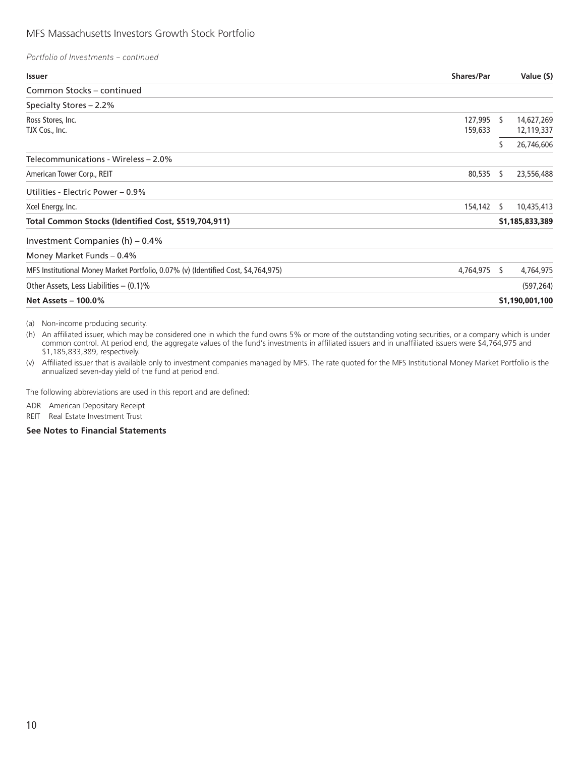*Portfolio of Investments – continued*

| Issuer | Shares/Par | | Value ($) |
|---|---|---|---|
| Common Stocks – continued | | | |
| Specialty Stores – 2.2% | | | |
| Ross Stores, Inc. | 127,995 | $ | 14,627,269 |
| TJX Cos., Inc. | 159,633 | | 12,119,337 |
| | | $ | 26,746,606 |
| Telecommunications - Wireless – 2.0% | | | |
| American Tower Corp., REIT | 80,535 | $ | 23,556,488 |
| Utilities - Electric Power – 0.9% | | | |
| Xcel Energy, Inc. | 154,142 | $ | 10,435,413 |
| **Total Common Stocks (Identified Cost, $519,704,911)** | | | **$1,185,833,389** |
| Investment Companies (h) – 0.4% | | | |
| Money Market Funds – 0.4% | | | |
| MFS Institutional Money Market Portfolio, 0.07% (v) (Identified Cost, $4,764,975) | 4,764,975 | $ | 4,764,975 |
| Other Assets, Less Liabilities – (0.1)% | | | (597,264) |
| **Net Assets – 100.0%** | | | **$1,190,001,100** |

(a) Non-income producing security.

(h) An affiliated issuer, which may be considered one in which the fund owns 5% or more of the outstanding voting securities, or a company which is under common control. At period end, the aggregate values of the fund's investments in affiliated issuers and in unaffiliated issuers were $4,764,975 and $1,185,833,389, respectively.

(v) Affiliated issuer that is available only to investment companies managed by MFS. The rate quoted for the MFS Institutional Money Market Portfolio is the annualized seven-day yield of the fund at period end.

The following abbreviations are used in this report and are defined:

ADR American Depositary Receipt

REIT Real Estate Investment Trust

**See Notes to Financial Statements**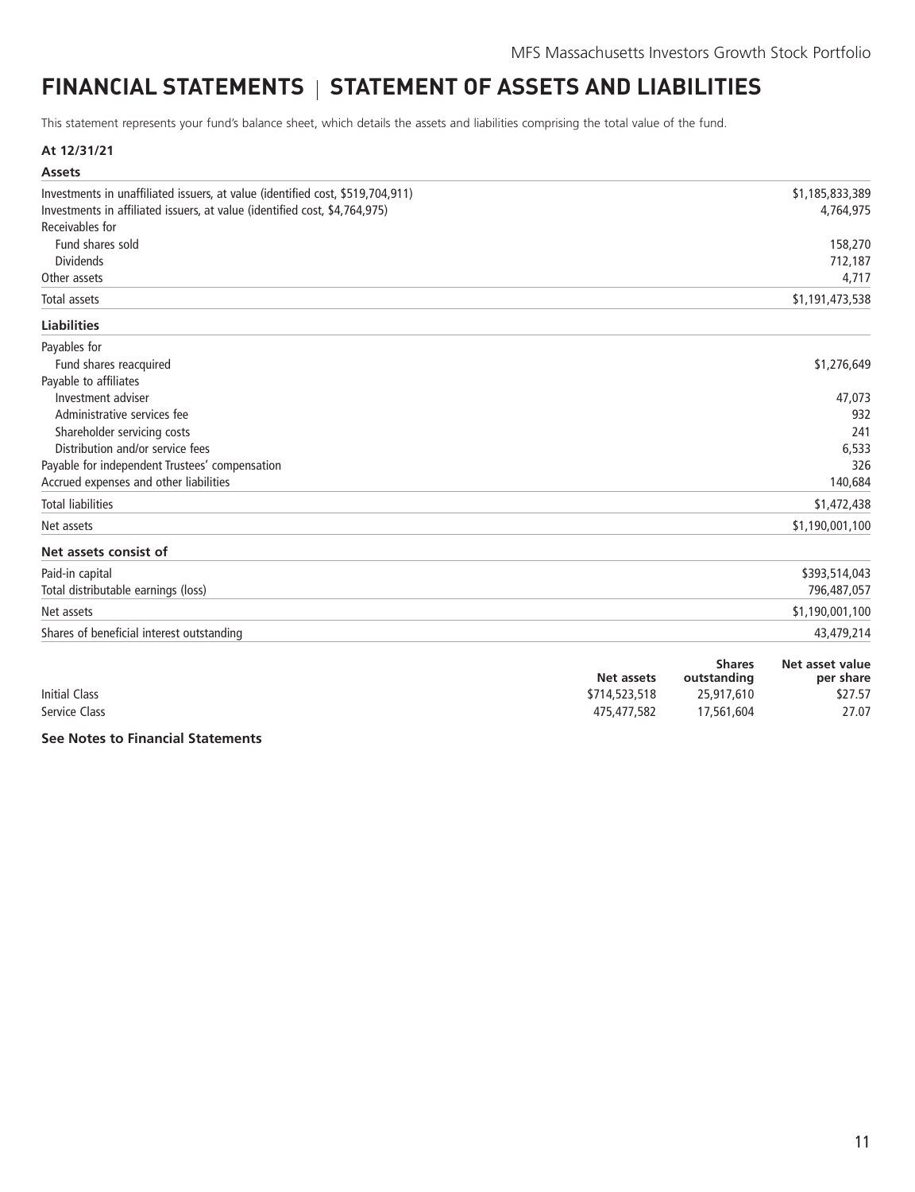# FINANCIAL STATEMENTS | STATEMENT OF ASSETS AND LIABILITIES

This statement represents your fund's balance sheet, which details the assets and liabilities comprising the total value of the fund.

**At 12/31/21**

| **Assets** | |
|---|---|
| Investments in unaffiliated issuers, at value (identified cost, $519,704,911) | $1,185,833,389 |
| Investments in affiliated issuers, at value (identified cost, $4,764,975) | 4,764,975 |
| Receivables for | |
| Fund shares sold | 158,270 |
| Dividends | 712,187 |
| Other assets | 4,717 |
| Total assets | $1,191,473,538 |
| **Liabilities** | |
| Payables for | |
| Fund shares reacquired | $1,276,649 |
| Payable to affiliates | |
| Investment adviser | 47,073 |
| Administrative services fee | 932 |
| Shareholder servicing costs | 241 |
| Distribution and/or service fees | 6,533 |
| Payable for independent Trustees' compensation | 326 |
| Accrued expenses and other liabilities | 140,684 |
| Total liabilities | $1,472,438 |
| Net assets | $1,190,001,100 |
| **Net assets consist of** | |
| Paid-in capital | $393,514,043 |
| Total distributable earnings (loss) | 796,487,057 |
| Net assets | $1,190,001,100 |
| Shares of beneficial interest outstanding | 43,479,214 |

| | Net assets | Shares outstanding | Net asset value per share |
|---|---|---|---|
| Initial Class | $714,523,518 | 25,917,610 | $27.57 |
| Service Class | 475,477,582 | 17,561,604 | 27.07 |

**See Notes to Financial Statements**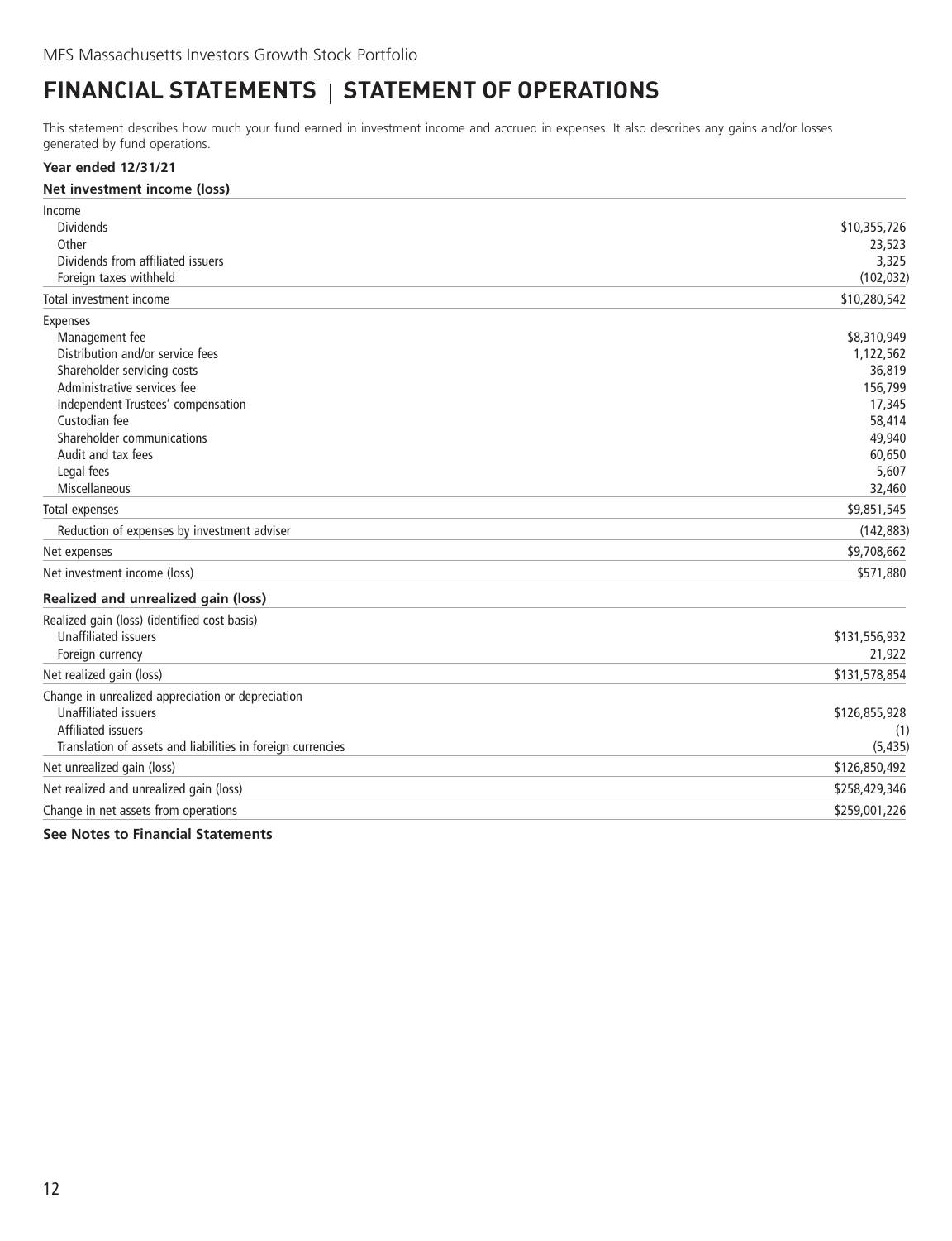# FINANCIAL STATEMENTS | STATEMENT OF OPERATIONS

This statement describes how much your fund earned in investment income and accrued in expenses. It also describes any gains and/or losses generated by fund operations.

**Year ended 12/31/21**

| **Net investment income (loss)** | |
|---|---|
| Income | |
| Dividends | $10,355,726 |
| Other | 23,523 |
| Dividends from affiliated issuers | 3,325 |
| Foreign taxes withheld | (102,032) |
| Total investment income | $10,280,542 |
| Expenses | |
| Management fee | $8,310,949 |
| Distribution and/or service fees | 1,122,562 |
| Shareholder servicing costs | 36,819 |
| Administrative services fee | 156,799 |
| Independent Trustees' compensation | 17,345 |
| Custodian fee | 58,414 |
| Shareholder communications | 49,940 |
| Audit and tax fees | 60,650 |
| Legal fees | 5,607 |
| Miscellaneous | 32,460 |
| Total expenses | $9,851,545 |
| Reduction of expenses by investment adviser | (142,883) |
| Net expenses | $9,708,662 |
| Net investment income (loss) | $571,880 |
| **Realized and unrealized gain (loss)** | |
| Realized gain (loss) (identified cost basis) | |
| Unaffiliated issuers | $131,556,932 |
| Foreign currency | 21,922 |
| Net realized gain (loss) | $131,578,854 |
| Change in unrealized appreciation or depreciation | |
| Unaffiliated issuers | $126,855,928 |
| Affiliated issuers | (1) |
| Translation of assets and liabilities in foreign currencies | (5,435) |
| Net unrealized gain (loss) | $126,850,492 |
| Net realized and unrealized gain (loss) | $258,429,346 |
| Change in net assets from operations | $259,001,226 |

**See Notes to Financial Statements**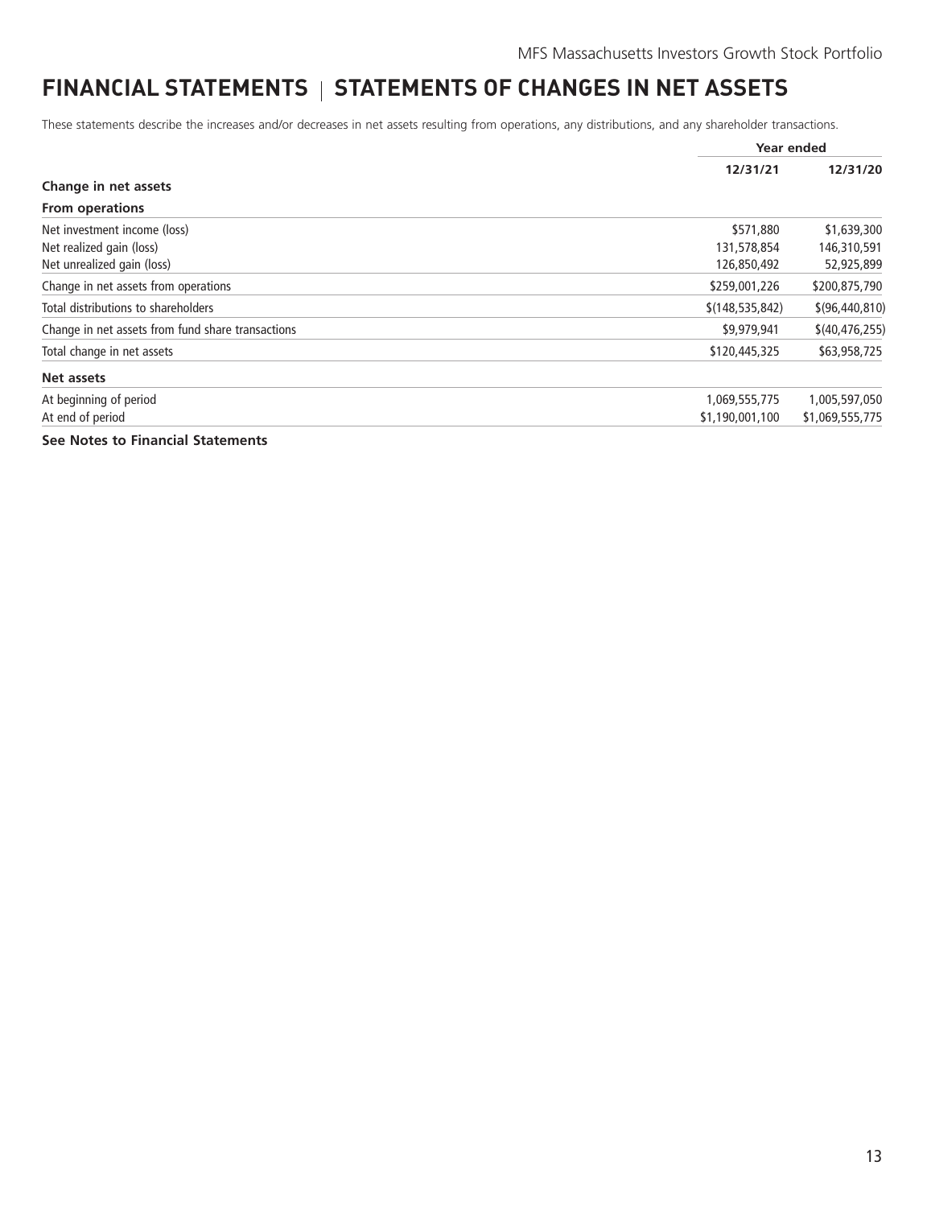# FINANCIAL STATEMENTS | STATEMENTS OF CHANGES IN NET ASSETS

These statements describe the increases and/or decreases in net assets resulting from operations, any distributions, and any shareholder transactions.

| | Year ended | |
|---|---|---|
| | **12/31/21** | **12/31/20** |
| **Change in net assets** | | |
| **From operations** | | |
| Net investment income (loss) | $571,880 | $1,639,300 |
| Net realized gain (loss) | 131,578,854 | 146,310,591 |
| Net unrealized gain (loss) | 126,850,492 | 52,925,899 |
| Change in net assets from operations | $259,001,226 | $200,875,790 |
| Total distributions to shareholders | $(148,535,842) | $(96,440,810) |
| Change in net assets from fund share transactions | $9,979,941 | $(40,476,255) |
| Total change in net assets | $120,445,325 | $63,958,725 |
| **Net assets** | | |
| At beginning of period | 1,069,555,775 | 1,005,597,050 |
| At end of period | $1,190,001,100 | $1,069,555,775 |

**See Notes to Financial Statements**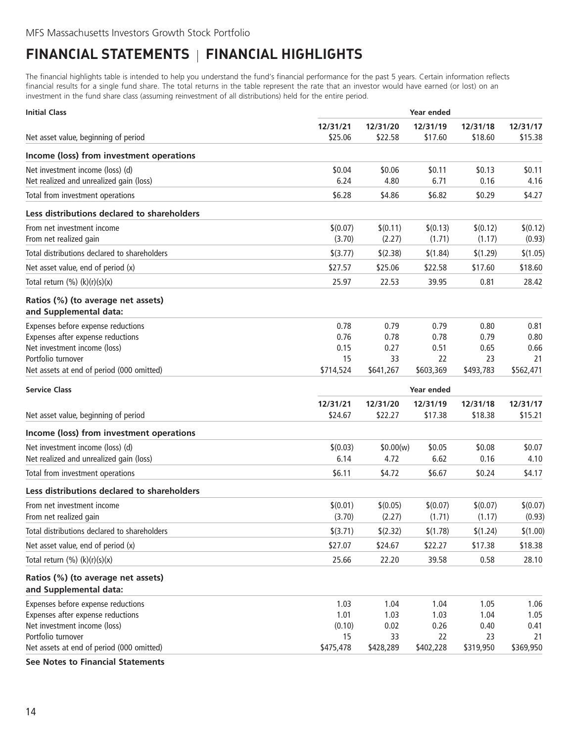MFS Massachusetts Investors Growth Stock Portfolio

# FINANCIAL STATEMENTS | FINANCIAL HIGHLIGHTS

The financial highlights table is intended to help you understand the fund's financial performance for the past 5 years. Certain information reflects financial results for a single fund share. The total returns in the table represent the rate that an investor would have earned (or lost) on an investment in the fund share class (assuming reinvestment of all distributions) held for the entire period.

| **Initial Class** | **Year ended** | | | | |
|---|---|---|---|---|---|
| | **12/31/21** | **12/31/20** | **12/31/19** | **12/31/18** | **12/31/17** |
| Net asset value, beginning of period | $25.06 | $22.58 | $17.60 | $18.60 | $15.38 |
| **Income (loss) from investment operations** | | | | | |
| Net investment income (loss) (d) | $0.04 | $0.06 | $0.11 | $0.13 | $0.11 |
| Net realized and unrealized gain (loss) | 6.24 | 4.80 | 6.71 | 0.16 | 4.16 |
| Total from investment operations | $6.28 | $4.86 | $6.82 | $0.29 | $4.27 |
| **Less distributions declared to shareholders** | | | | | |
| From net investment income | $(0.07) | $(0.11) | $(0.13) | $(0.12) | $(0.12) |
| From net realized gain | (3.70) | (2.27) | (1.71) | (1.17) | (0.93) |
| Total distributions declared to shareholders | $(3.77) | $(2.38) | $(1.84) | $(1.29) | $(1.05) |
| Net asset value, end of period (x) | $27.57 | $25.06 | $22.58 | $17.60 | $18.60 |
| Total return (%) (k)(r)(s)(x) | 25.97 | 22.53 | 39.95 | 0.81 | 28.42 |
| **Ratios (%) (to average net assets) and Supplemental data:** | | | | | |
| Expenses before expense reductions | 0.78 | 0.79 | 0.79 | 0.80 | 0.81 |
| Expenses after expense reductions | 0.76 | 0.78 | 0.78 | 0.79 | 0.80 |
| Net investment income (loss) | 0.15 | 0.27 | 0.51 | 0.65 | 0.66 |
| Portfolio turnover | 15 | 33 | 22 | 23 | 21 |
| Net assets at end of period (000 omitted) | $714,524 | $641,267 | $603,369 | $493,783 | $562,471 |

| **Service Class** | **Year ended** | | | | |
|---|---|---|---|---|---|
| | **12/31/21** | **12/31/20** | **12/31/19** | **12/31/18** | **12/31/17** |
| Net asset value, beginning of period | $24.67 | $22.27 | $17.38 | $18.38 | $15.21 |
| **Income (loss) from investment operations** | | | | | |
| Net investment income (loss) (d) | $(0.03) | $0.00(w) | $0.05 | $0.08 | $0.07 |
| Net realized and unrealized gain (loss) | 6.14 | 4.72 | 6.62 | 0.16 | 4.10 |
| Total from investment operations | $6.11 | $4.72 | $6.67 | $0.24 | $4.17 |
| **Less distributions declared to shareholders** | | | | | |
| From net investment income | $(0.01) | $(0.05) | $(0.07) | $(0.07) | $(0.07) |
| From net realized gain | (3.70) | (2.27) | (1.71) | (1.17) | (0.93) |
| Total distributions declared to shareholders | $(3.71) | $(2.32) | $(1.78) | $(1.24) | $(1.00) |
| Net asset value, end of period (x) | $27.07 | $24.67 | $22.27 | $17.38 | $18.38 |
| Total return (%) (k)(r)(s)(x) | 25.66 | 22.20 | 39.58 | 0.58 | 28.10 |
| **Ratios (%) (to average net assets) and Supplemental data:** | | | | | |
| Expenses before expense reductions | 1.03 | 1.04 | 1.04 | 1.05 | 1.06 |
| Expenses after expense reductions | 1.01 | 1.03 | 1.03 | 1.04 | 1.05 |
| Net investment income (loss) | (0.10) | 0.02 | 0.26 | 0.40 | 0.41 |
| Portfolio turnover | 15 | 33 | 22 | 23 | 21 |
| Net assets at end of period (000 omitted) | $475,478 | $428,289 | $402,228 | $319,950 | $369,950 |

**See Notes to Financial Statements**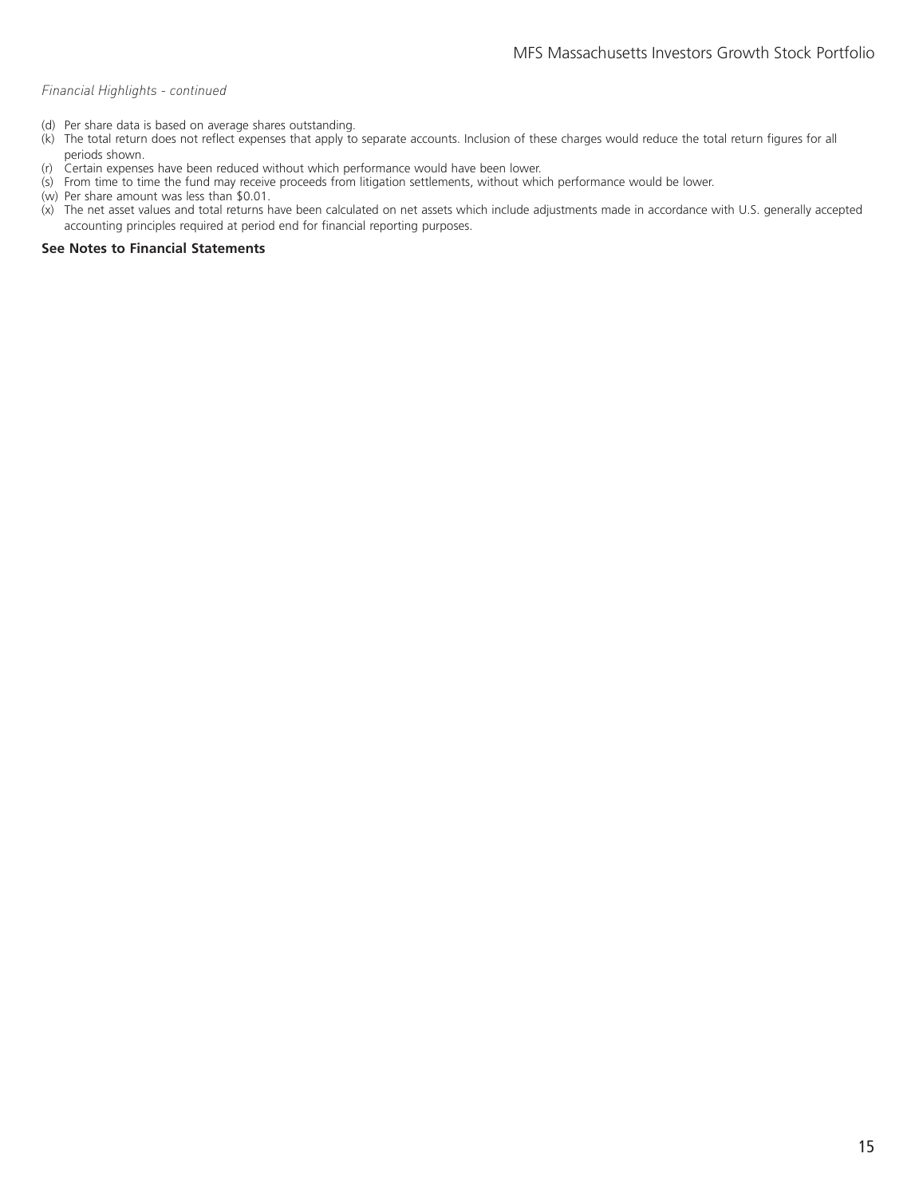*Financial Highlights - continued*

(d) Per share data is based on average shares outstanding.
(k) The total return does not reflect expenses that apply to separate accounts. Inclusion of these charges would reduce the total return figures for all periods shown.
(r) Certain expenses have been reduced without which performance would have been lower.
(s) From time to time the fund may receive proceeds from litigation settlements, without which performance would be lower.
(w) Per share amount was less than $0.01.
(x) The net asset values and total returns have been calculated on net assets which include adjustments made in accordance with U.S. generally accepted accounting principles required at period end for financial reporting purposes.

**See Notes to Financial Statements**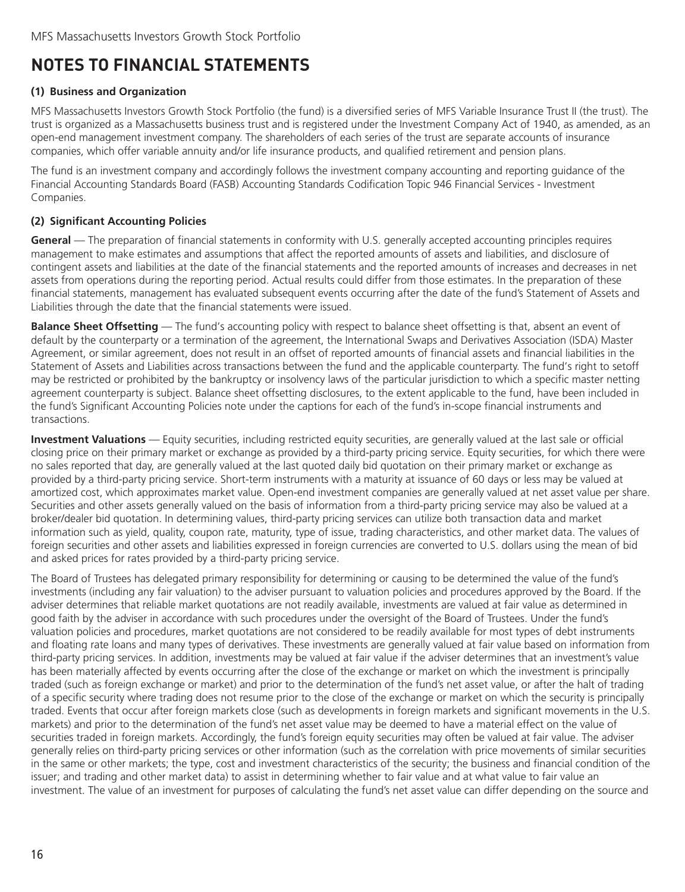# NOTES TO FINANCIAL STATEMENTS

### (1) Business and Organization

MFS Massachusetts Investors Growth Stock Portfolio (the fund) is a diversified series of MFS Variable Insurance Trust II (the trust). The trust is organized as a Massachusetts business trust and is registered under the Investment Company Act of 1940, as amended, as an open-end management investment company. The shareholders of each series of the trust are separate accounts of insurance companies, which offer variable annuity and/or life insurance products, and qualified retirement and pension plans.

The fund is an investment company and accordingly follows the investment company accounting and reporting guidance of the Financial Accounting Standards Board (FASB) Accounting Standards Codification Topic 946 Financial Services - Investment Companies.

### (2) Significant Accounting Policies

**General** — The preparation of financial statements in conformity with U.S. generally accepted accounting principles requires management to make estimates and assumptions that affect the reported amounts of assets and liabilities, and disclosure of contingent assets and liabilities at the date of the financial statements and the reported amounts of increases and decreases in net assets from operations during the reporting period. Actual results could differ from those estimates. In the preparation of these financial statements, management has evaluated subsequent events occurring after the date of the fund's Statement of Assets and Liabilities through the date that the financial statements were issued.

**Balance Sheet Offsetting** — The fund's accounting policy with respect to balance sheet offsetting is that, absent an event of default by the counterparty or a termination of the agreement, the International Swaps and Derivatives Association (ISDA) Master Agreement, or similar agreement, does not result in an offset of reported amounts of financial assets and financial liabilities in the Statement of Assets and Liabilities across transactions between the fund and the applicable counterparty. The fund's right to setoff may be restricted or prohibited by the bankruptcy or insolvency laws of the particular jurisdiction to which a specific master netting agreement counterparty is subject. Balance sheet offsetting disclosures, to the extent applicable to the fund, have been included in the fund's Significant Accounting Policies note under the captions for each of the fund's in-scope financial instruments and transactions.

**Investment Valuations** — Equity securities, including restricted equity securities, are generally valued at the last sale or official closing price on their primary market or exchange as provided by a third-party pricing service. Equity securities, for which there were no sales reported that day, are generally valued at the last quoted daily bid quotation on their primary market or exchange as provided by a third-party pricing service. Short-term instruments with a maturity at issuance of 60 days or less may be valued at amortized cost, which approximates market value. Open-end investment companies are generally valued at net asset value per share. Securities and other assets generally valued on the basis of information from a third-party pricing service may also be valued at a broker/dealer bid quotation. In determining values, third-party pricing services can utilize both transaction data and market information such as yield, quality, coupon rate, maturity, type of issue, trading characteristics, and other market data. The values of foreign securities and other assets and liabilities expressed in foreign currencies are converted to U.S. dollars using the mean of bid and asked prices for rates provided by a third-party pricing service.

The Board of Trustees has delegated primary responsibility for determining or causing to be determined the value of the fund's investments (including any fair valuation) to the adviser pursuant to valuation policies and procedures approved by the Board. If the adviser determines that reliable market quotations are not readily available, investments are valued at fair value as determined in good faith by the adviser in accordance with such procedures under the oversight of the Board of Trustees. Under the fund's valuation policies and procedures, market quotations are not considered to be readily available for most types of debt instruments and floating rate loans and many types of derivatives. These investments are generally valued at fair value based on information from third-party pricing services. In addition, investments may be valued at fair value if the adviser determines that an investment's value has been materially affected by events occurring after the close of the exchange or market on which the investment is principally traded (such as foreign exchange or market) and prior to the determination of the fund's net asset value, or after the halt of trading of a specific security where trading does not resume prior to the close of the exchange or market on which the security is principally traded. Events that occur after foreign markets close (such as developments in foreign markets and significant movements in the U.S. markets) and prior to the determination of the fund's net asset value may be deemed to have a material effect on the value of securities traded in foreign markets. Accordingly, the fund's foreign equity securities may often be valued at fair value. The adviser generally relies on third-party pricing services or other information (such as the correlation with price movements of similar securities in the same or other markets; the type, cost and investment characteristics of the security; the business and financial condition of the issuer; and trading and other market data) to assist in determining whether to fair value and at what value to fair value an investment. The value of an investment for purposes of calculating the fund's net asset value can differ depending on the source and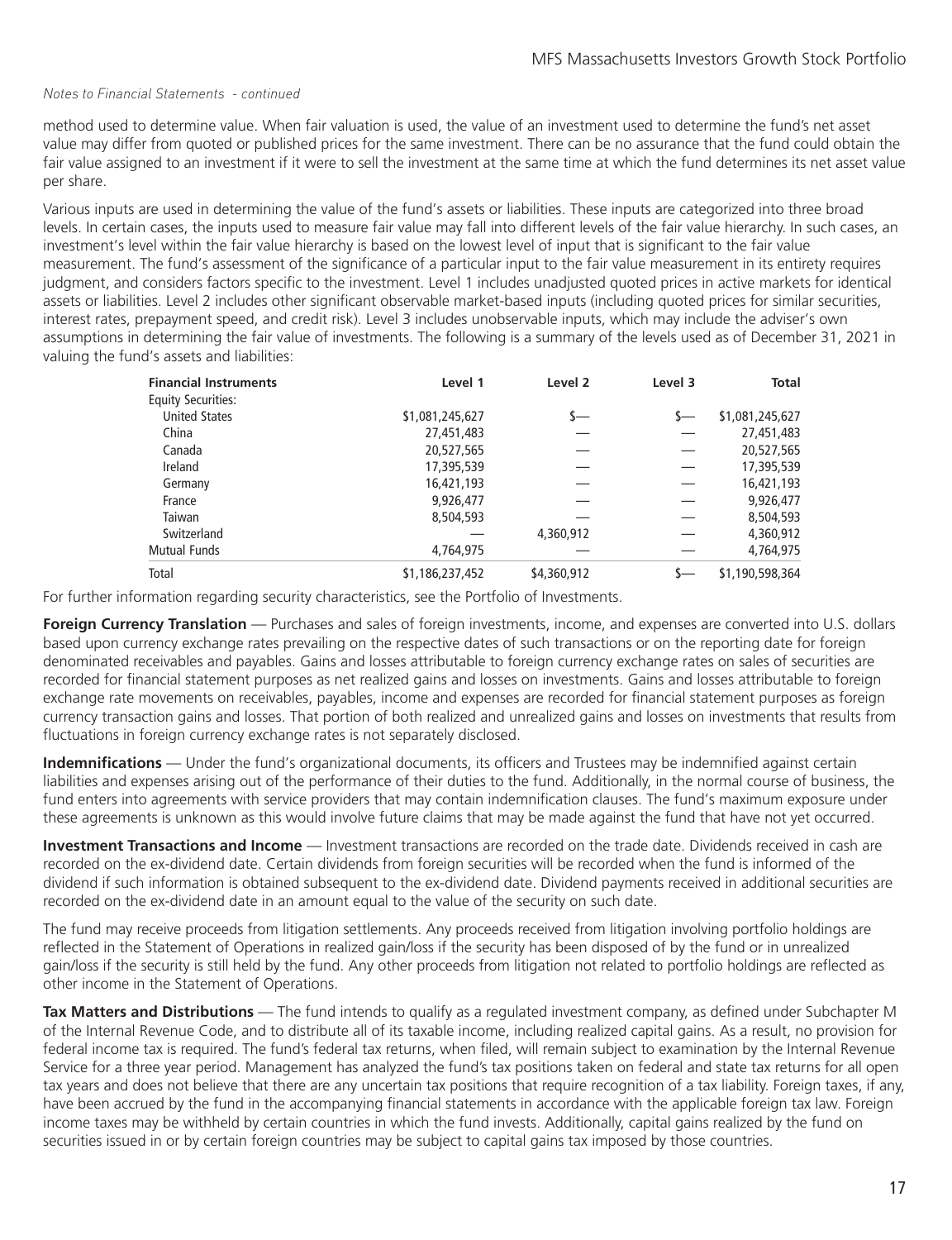*Notes to Financial Statements - continued*

method used to determine value. When fair valuation is used, the value of an investment used to determine the fund's net asset value may differ from quoted or published prices for the same investment. There can be no assurance that the fund could obtain the fair value assigned to an investment if it were to sell the investment at the same time at which the fund determines its net asset value per share.

Various inputs are used in determining the value of the fund's assets or liabilities. These inputs are categorized into three broad levels. In certain cases, the inputs used to measure fair value may fall into different levels of the fair value hierarchy. In such cases, an investment's level within the fair value hierarchy is based on the lowest level of input that is significant to the fair value measurement. The fund's assessment of the significance of a particular input to the fair value measurement in its entirety requires judgment, and considers factors specific to the investment. Level 1 includes unadjusted quoted prices in active markets for identical assets or liabilities. Level 2 includes other significant observable market-based inputs (including quoted prices for similar securities, interest rates, prepayment speed, and credit risk). Level 3 includes unobservable inputs, which may include the adviser's own assumptions in determining the fair value of investments. The following is a summary of the levels used as of December 31, 2021 in valuing the fund's assets and liabilities:

| Financial Instruments | Level 1 | Level 2 | Level 3 | Total |
|---|---|---|---|---|
| Equity Securities: | | | | |
| United States | $1,081,245,627 | $— | $— | $1,081,245,627 |
| China | 27,451,483 | — | — | 27,451,483 |
| Canada | 20,527,565 | — | — | 20,527,565 |
| Ireland | 17,395,539 | — | — | 17,395,539 |
| Germany | 16,421,193 | — | — | 16,421,193 |
| France | 9,926,477 | — | — | 9,926,477 |
| Taiwan | 8,504,593 | — | — | 8,504,593 |
| Switzerland | — | 4,360,912 | — | 4,360,912 |
| Mutual Funds | 4,764,975 | — | — | 4,764,975 |
| Total | $1,186,237,452 | $4,360,912 | $— | $1,190,598,364 |

For further information regarding security characteristics, see the Portfolio of Investments.

**Foreign Currency Translation** — Purchases and sales of foreign investments, income, and expenses are converted into U.S. dollars based upon currency exchange rates prevailing on the respective dates of such transactions or on the reporting date for foreign denominated receivables and payables. Gains and losses attributable to foreign currency exchange rates on sales of securities are recorded for financial statement purposes as net realized gains and losses on investments. Gains and losses attributable to foreign exchange rate movements on receivables, payables, income and expenses are recorded for financial statement purposes as foreign currency transaction gains and losses. That portion of both realized and unrealized gains and losses on investments that results from fluctuations in foreign currency exchange rates is not separately disclosed.

**Indemnifications** — Under the fund's organizational documents, its officers and Trustees may be indemnified against certain liabilities and expenses arising out of the performance of their duties to the fund. Additionally, in the normal course of business, the fund enters into agreements with service providers that may contain indemnification clauses. The fund's maximum exposure under these agreements is unknown as this would involve future claims that may be made against the fund that have not yet occurred.

**Investment Transactions and Income** — Investment transactions are recorded on the trade date. Dividends received in cash are recorded on the ex-dividend date. Certain dividends from foreign securities will be recorded when the fund is informed of the dividend if such information is obtained subsequent to the ex-dividend date. Dividend payments received in additional securities are recorded on the ex-dividend date in an amount equal to the value of the security on such date.

The fund may receive proceeds from litigation settlements. Any proceeds received from litigation involving portfolio holdings are reflected in the Statement of Operations in realized gain/loss if the security has been disposed of by the fund or in unrealized gain/loss if the security is still held by the fund. Any other proceeds from litigation not related to portfolio holdings are reflected as other income in the Statement of Operations.

**Tax Matters and Distributions** — The fund intends to qualify as a regulated investment company, as defined under Subchapter M of the Internal Revenue Code, and to distribute all of its taxable income, including realized capital gains. As a result, no provision for federal income tax is required. The fund's federal tax returns, when filed, will remain subject to examination by the Internal Revenue Service for a three year period. Management has analyzed the fund's tax positions taken on federal and state tax returns for all open tax years and does not believe that there are any uncertain tax positions that require recognition of a tax liability. Foreign taxes, if any, have been accrued by the fund in the accompanying financial statements in accordance with the applicable foreign tax law. Foreign income taxes may be withheld by certain countries in which the fund invests. Additionally, capital gains realized by the fund on securities issued in or by certain foreign countries may be subject to capital gains tax imposed by those countries.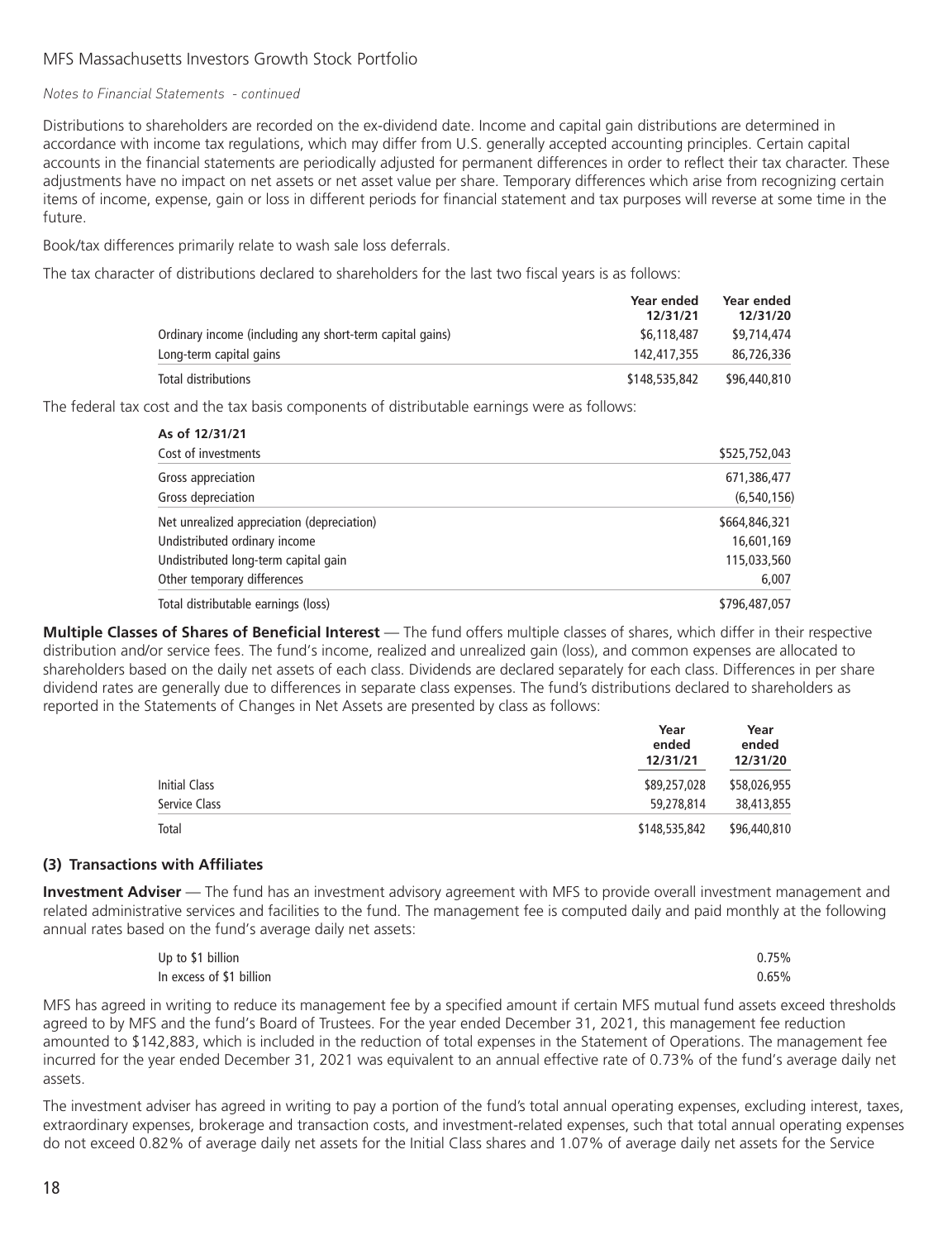*Notes to Financial Statements - continued*

Distributions to shareholders are recorded on the ex-dividend date. Income and capital gain distributions are determined in accordance with income tax regulations, which may differ from U.S. generally accepted accounting principles. Certain capital accounts in the financial statements are periodically adjusted for permanent differences in order to reflect their tax character. These adjustments have no impact on net assets or net asset value per share. Temporary differences which arise from recognizing certain items of income, expense, gain or loss in different periods for financial statement and tax purposes will reverse at some time in the future.

Book/tax differences primarily relate to wash sale loss deferrals.

The tax character of distributions declared to shareholders for the last two fiscal years is as follows:

| | Year ended 12/31/21 | Year ended 12/31/20 |
|---|---|---|
| Ordinary income (including any short-term capital gains) | $6,118,487 | $9,714,474 |
| Long-term capital gains | 142,417,355 | 86,726,336 |
| Total distributions | $148,535,842 | $96,440,810 |

The federal tax cost and the tax basis components of distributable earnings were as follows:

| As of 12/31/21 | |
|---|---|
| Cost of investments | $525,752,043 |
| Gross appreciation | 671,386,477 |
| Gross depreciation | (6,540,156) |
| Net unrealized appreciation (depreciation) | $664,846,321 |
| Undistributed ordinary income | 16,601,169 |
| Undistributed long-term capital gain | 115,033,560 |
| Other temporary differences | 6,007 |
| Total distributable earnings (loss) | $796,487,057 |

**Multiple Classes of Shares of Beneficial Interest** — The fund offers multiple classes of shares, which differ in their respective distribution and/or service fees. The fund's income, realized and unrealized gain (loss), and common expenses are allocated to shareholders based on the daily net assets of each class. Dividends are declared separately for each class. Differences in per share dividend rates are generally due to differences in separate class expenses. The fund's distributions declared to shareholders as reported in the Statements of Changes in Net Assets are presented by class as follows:

| | Year ended 12/31/21 | Year ended 12/31/20 |
|---|---|---|
| Initial Class | $89,257,028 | $58,026,955 |
| Service Class | 59,278,814 | 38,413,855 |
| Total | $148,535,842 | $96,440,810 |

### (3) Transactions with Affiliates

**Investment Adviser** — The fund has an investment advisory agreement with MFS to provide overall investment management and related administrative services and facilities to the fund. The management fee is computed daily and paid monthly at the following annual rates based on the fund's average daily net assets:

| | |
|---|---|
| Up to $1 billion | 0.75% |
| In excess of $1 billion | 0.65% |

MFS has agreed in writing to reduce its management fee by a specified amount if certain MFS mutual fund assets exceed thresholds agreed to by MFS and the fund's Board of Trustees. For the year ended December 31, 2021, this management fee reduction amounted to $142,883, which is included in the reduction of total expenses in the Statement of Operations. The management fee incurred for the year ended December 31, 2021 was equivalent to an annual effective rate of 0.73% of the fund's average daily net assets.

The investment adviser has agreed in writing to pay a portion of the fund's total annual operating expenses, excluding interest, taxes, extraordinary expenses, brokerage and transaction costs, and investment-related expenses, such that total annual operating expenses do not exceed 0.82% of average daily net assets for the Initial Class shares and 1.07% of average daily net assets for the Service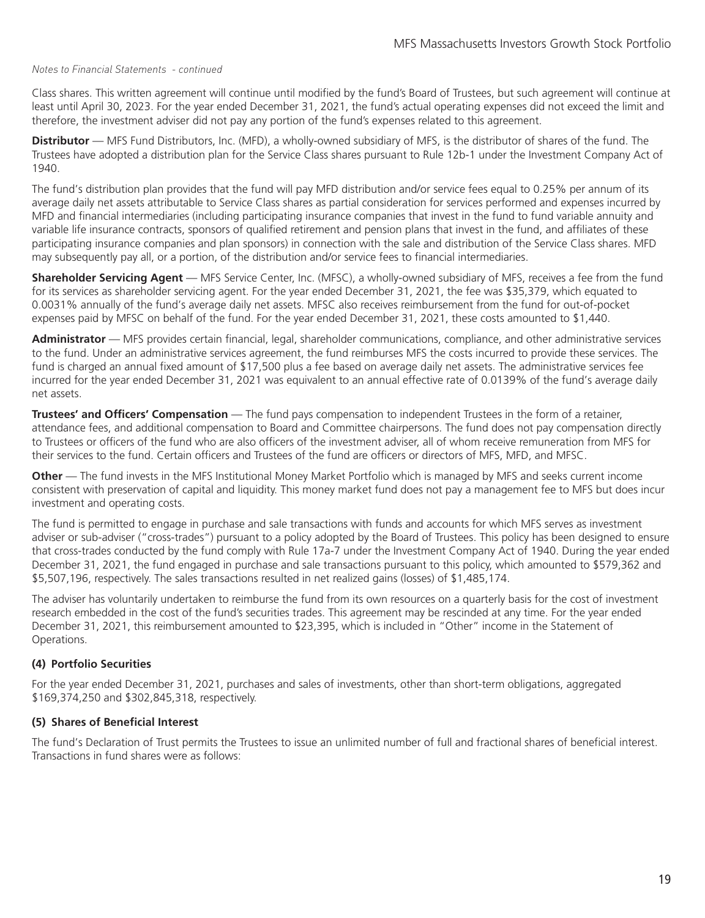*Notes to Financial Statements - continued*

Class shares. This written agreement will continue until modified by the fund's Board of Trustees, but such agreement will continue at least until April 30, 2023. For the year ended December 31, 2021, the fund's actual operating expenses did not exceed the limit and therefore, the investment adviser did not pay any portion of the fund's expenses related to this agreement.

**Distributor** — MFS Fund Distributors, Inc. (MFD), a wholly-owned subsidiary of MFS, is the distributor of shares of the fund. The Trustees have adopted a distribution plan for the Service Class shares pursuant to Rule 12b-1 under the Investment Company Act of 1940.

The fund's distribution plan provides that the fund will pay MFD distribution and/or service fees equal to 0.25% per annum of its average daily net assets attributable to Service Class shares as partial consideration for services performed and expenses incurred by MFD and financial intermediaries (including participating insurance companies that invest in the fund to fund variable annuity and variable life insurance contracts, sponsors of qualified retirement and pension plans that invest in the fund, and affiliates of these participating insurance companies and plan sponsors) in connection with the sale and distribution of the Service Class shares. MFD may subsequently pay all, or a portion, of the distribution and/or service fees to financial intermediaries.

**Shareholder Servicing Agent** — MFS Service Center, Inc. (MFSC), a wholly-owned subsidiary of MFS, receives a fee from the fund for its services as shareholder servicing agent. For the year ended December 31, 2021, the fee was $35,379, which equated to 0.0031% annually of the fund's average daily net assets. MFSC also receives reimbursement from the fund for out-of-pocket expenses paid by MFSC on behalf of the fund. For the year ended December 31, 2021, these costs amounted to $1,440.

**Administrator** — MFS provides certain financial, legal, shareholder communications, compliance, and other administrative services to the fund. Under an administrative services agreement, the fund reimburses MFS the costs incurred to provide these services. The fund is charged an annual fixed amount of $17,500 plus a fee based on average daily net assets. The administrative services fee incurred for the year ended December 31, 2021 was equivalent to an annual effective rate of 0.0139% of the fund's average daily net assets.

**Trustees' and Officers' Compensation** — The fund pays compensation to independent Trustees in the form of a retainer, attendance fees, and additional compensation to Board and Committee chairpersons. The fund does not pay compensation directly to Trustees or officers of the fund who are also officers of the investment adviser, all of whom receive remuneration from MFS for their services to the fund. Certain officers and Trustees of the fund are officers or directors of MFS, MFD, and MFSC.

**Other** — The fund invests in the MFS Institutional Money Market Portfolio which is managed by MFS and seeks current income consistent with preservation of capital and liquidity. This money market fund does not pay a management fee to MFS but does incur investment and operating costs.

The fund is permitted to engage in purchase and sale transactions with funds and accounts for which MFS serves as investment adviser or sub-adviser ("cross-trades") pursuant to a policy adopted by the Board of Trustees. This policy has been designed to ensure that cross-trades conducted by the fund comply with Rule 17a-7 under the Investment Company Act of 1940. During the year ended December 31, 2021, the fund engaged in purchase and sale transactions pursuant to this policy, which amounted to $579,362 and $5,507,196, respectively. The sales transactions resulted in net realized gains (losses) of $1,485,174.

The adviser has voluntarily undertaken to reimburse the fund from its own resources on a quarterly basis for the cost of investment research embedded in the cost of the fund's securities trades. This agreement may be rescinded at any time. For the year ended December 31, 2021, this reimbursement amounted to $23,395, which is included in "Other" income in the Statement of Operations.

### (4) Portfolio Securities

For the year ended December 31, 2021, purchases and sales of investments, other than short-term obligations, aggregated $169,374,250 and $302,845,318, respectively.

### (5) Shares of Beneficial Interest

The fund's Declaration of Trust permits the Trustees to issue an unlimited number of full and fractional shares of beneficial interest. Transactions in fund shares were as follows: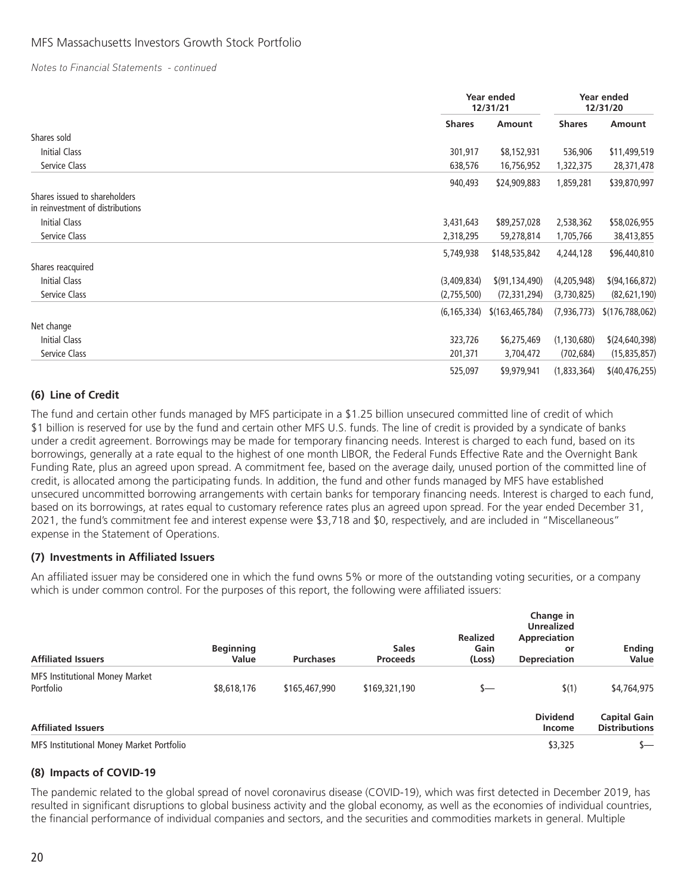*Notes to Financial Statements - continued*

| | Year ended 12/31/21 | | Year ended 12/31/20 | |
|---|---|---|---|---|
| | Shares | Amount | Shares | Amount |
| Shares sold | | | | |
| Initial Class | 301,917 | $8,152,931 | 536,906 | $11,499,519 |
| Service Class | 638,576 | 16,756,952 | 1,322,375 | 28,371,478 |
| | 940,493 | $24,909,883 | 1,859,281 | $39,870,997 |
| Shares issued to shareholders in reinvestment of distributions | | | | |
| Initial Class | 3,431,643 | $89,257,028 | 2,538,362 | $58,026,955 |
| Service Class | 2,318,295 | 59,278,814 | 1,705,766 | 38,413,855 |
| | 5,749,938 | $148,535,842 | 4,244,128 | $96,440,810 |
| Shares reacquired | | | | |
| Initial Class | (3,409,834) | $(91,134,490) | (4,205,948) | $(94,166,872) |
| Service Class | (2,755,500) | (72,331,294) | (3,730,825) | (82,621,190) |
| | (6,165,334) | $(163,465,784) | (7,936,773) | $(176,788,062) |
| Net change | | | | |
| Initial Class | 323,726 | $6,275,469 | (1,130,680) | $(24,640,398) |
| Service Class | 201,371 | 3,704,472 | (702,684) | (15,835,857) |
| | 525,097 | $9,979,941 | (1,833,364) | $(40,476,255) |

### (6) Line of Credit

The fund and certain other funds managed by MFS participate in a $1.25 billion unsecured committed line of credit of which $1 billion is reserved for use by the fund and certain other MFS U.S. funds. The line of credit is provided by a syndicate of banks under a credit agreement. Borrowings may be made for temporary financing needs. Interest is charged to each fund, based on its borrowings, generally at a rate equal to the highest of one month LIBOR, the Federal Funds Effective Rate and the Overnight Bank Funding Rate, plus an agreed upon spread. A commitment fee, based on the average daily, unused portion of the committed line of credit, is allocated among the participating funds. In addition, the fund and other funds managed by MFS have established unsecured uncommitted borrowing arrangements with certain banks for temporary financing needs. Interest is charged to each fund, based on its borrowings, at rates equal to customary reference rates plus an agreed upon spread. For the year ended December 31, 2021, the fund's commitment fee and interest expense were $3,718 and $0, respectively, and are included in "Miscellaneous" expense in the Statement of Operations.

### (7) Investments in Affiliated Issuers

An affiliated issuer may be considered one in which the fund owns 5% or more of the outstanding voting securities, or a company which is under common control. For the purposes of this report, the following were affiliated issuers:

| Affiliated Issuers | Beginning Value | Purchases | Sales Proceeds | Realized Gain (Loss) | Change in Unrealized Appreciation or Depreciation | Ending Value |
|---|---|---|---|---|---|---|
| MFS Institutional Money Market Portfolio | $8,618,176 | $165,467,990 | $169,321,190 | $— | $(1) | $4,764,975 |

| Affiliated Issuers | Dividend Income | Capital Gain Distributions |
|---|---|---|
| MFS Institutional Money Market Portfolio | $3,325 | $— |

### (8) Impacts of COVID-19

The pandemic related to the global spread of novel coronavirus disease (COVID-19), which was first detected in December 2019, has resulted in significant disruptions to global business activity and the global economy, as well as the economies of individual countries, the financial performance of individual companies and sectors, and the securities and commodities markets in general. Multiple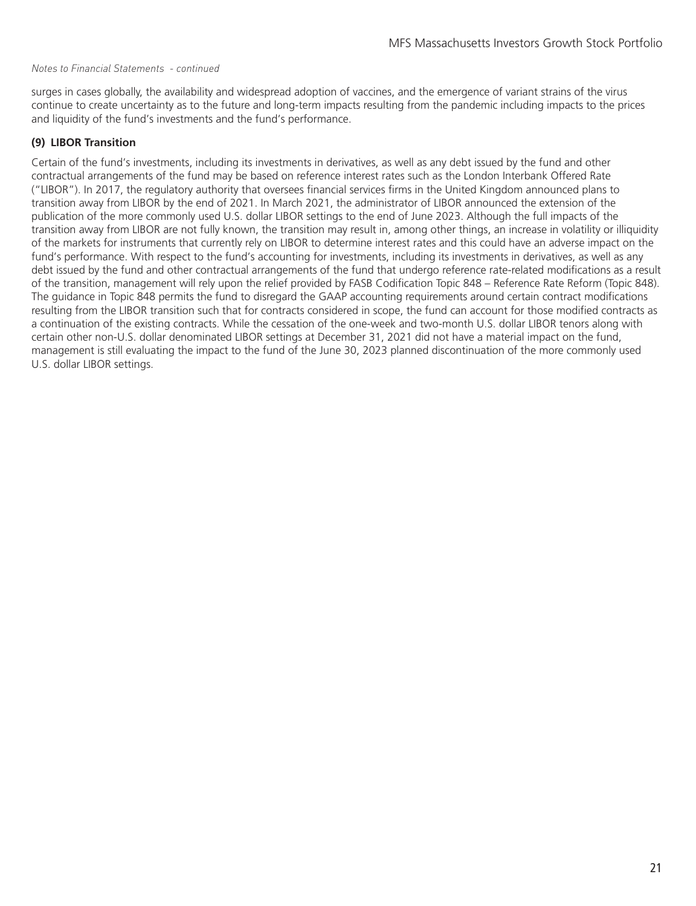surges in cases globally, the availability and widespread adoption of vaccines, and the emergence of variant strains of the virus continue to create uncertainty as to the future and long-term impacts resulting from the pandemic including impacts to the prices and liquidity of the fund's investments and the fund's performance.

### (9) LIBOR Transition

Certain of the fund's investments, including its investments in derivatives, as well as any debt issued by the fund and other contractual arrangements of the fund may be based on reference interest rates such as the London Interbank Offered Rate ("LIBOR"). In 2017, the regulatory authority that oversees financial services firms in the United Kingdom announced plans to transition away from LIBOR by the end of 2021. In March 2021, the administrator of LIBOR announced the extension of the publication of the more commonly used U.S. dollar LIBOR settings to the end of June 2023. Although the full impacts of the transition away from LIBOR are not fully known, the transition may result in, among other things, an increase in volatility or illiquidity of the markets for instruments that currently rely on LIBOR to determine interest rates and this could have an adverse impact on the fund's performance. With respect to the fund's accounting for investments, including its investments in derivatives, as well as any debt issued by the fund and other contractual arrangements of the fund that undergo reference rate-related modifications as a result of the transition, management will rely upon the relief provided by FASB Codification Topic 848 – Reference Rate Reform (Topic 848). The guidance in Topic 848 permits the fund to disregard the GAAP accounting requirements around certain contract modifications resulting from the LIBOR transition such that for contracts considered in scope, the fund can account for those modified contracts as a continuation of the existing contracts. While the cessation of the one-week and two-month U.S. dollar LIBOR tenors along with certain other non-U.S. dollar denominated LIBOR settings at December 31, 2021 did not have a material impact on the fund, management is still evaluating the impact to the fund of the June 30, 2023 planned discontinuation of the more commonly used U.S. dollar LIBOR settings.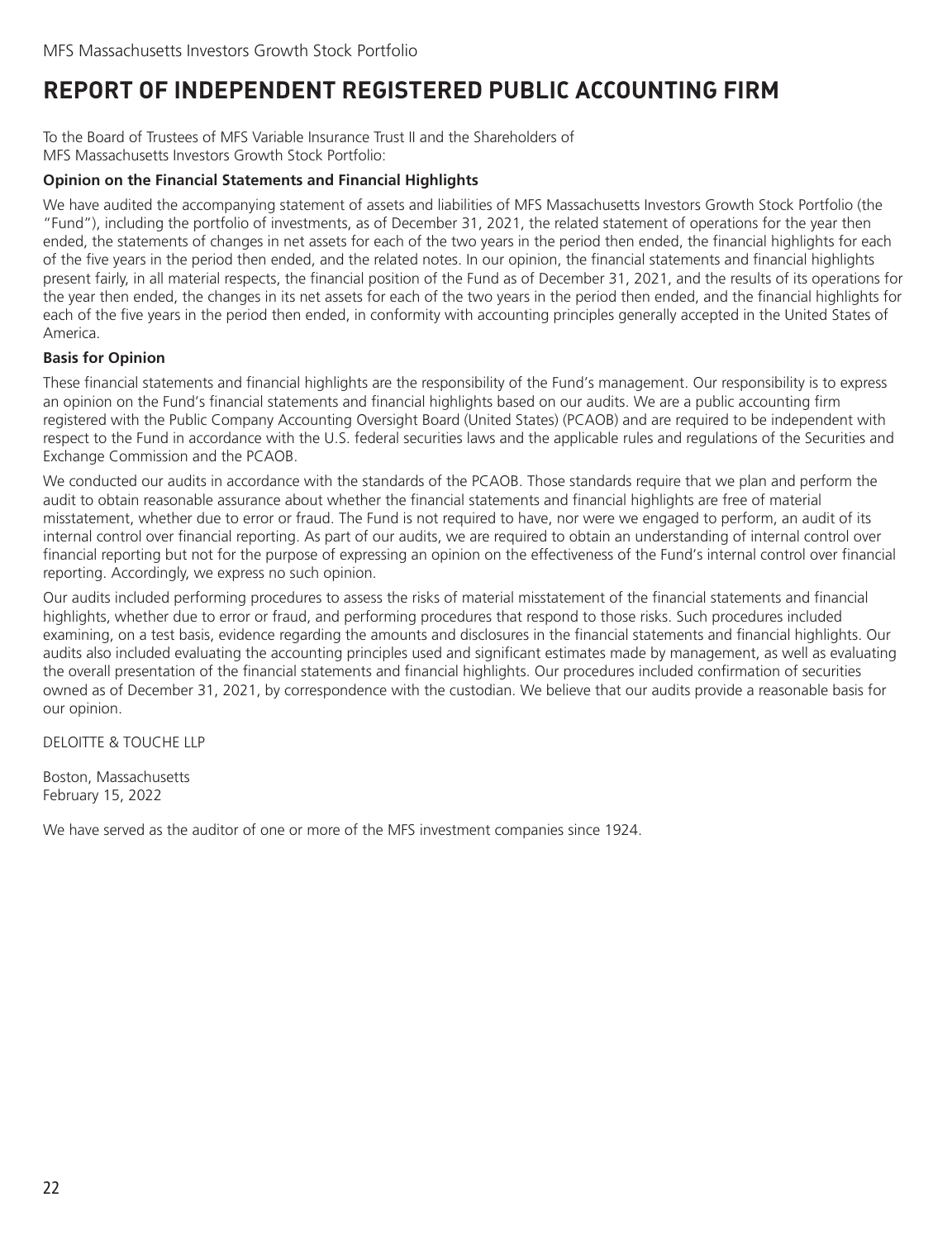# REPORT OF INDEPENDENT REGISTERED PUBLIC ACCOUNTING FIRM

To the Board of Trustees of MFS Variable Insurance Trust II and the Shareholders of MFS Massachusetts Investors Growth Stock Portfolio:

**Opinion on the Financial Statements and Financial Highlights**

We have audited the accompanying statement of assets and liabilities of MFS Massachusetts Investors Growth Stock Portfolio (the "Fund"), including the portfolio of investments, as of December 31, 2021, the related statement of operations for the year then ended, the statements of changes in net assets for each of the two years in the period then ended, the financial highlights for each of the five years in the period then ended, and the related notes. In our opinion, the financial statements and financial highlights present fairly, in all material respects, the financial position of the Fund as of December 31, 2021, and the results of its operations for the year then ended, the changes in its net assets for each of the two years in the period then ended, and the financial highlights for each of the five years in the period then ended, in conformity with accounting principles generally accepted in the United States of America.

**Basis for Opinion**

These financial statements and financial highlights are the responsibility of the Fund's management. Our responsibility is to express an opinion on the Fund's financial statements and financial highlights based on our audits. We are a public accounting firm registered with the Public Company Accounting Oversight Board (United States) (PCAOB) and are required to be independent with respect to the Fund in accordance with the U.S. federal securities laws and the applicable rules and regulations of the Securities and Exchange Commission and the PCAOB.

We conducted our audits in accordance with the standards of the PCAOB. Those standards require that we plan and perform the audit to obtain reasonable assurance about whether the financial statements and financial highlights are free of material misstatement, whether due to error or fraud. The Fund is not required to have, nor were we engaged to perform, an audit of its internal control over financial reporting. As part of our audits, we are required to obtain an understanding of internal control over financial reporting but not for the purpose of expressing an opinion on the effectiveness of the Fund's internal control over financial reporting. Accordingly, we express no such opinion.

Our audits included performing procedures to assess the risks of material misstatement of the financial statements and financial highlights, whether due to error or fraud, and performing procedures that respond to those risks. Such procedures included examining, on a test basis, evidence regarding the amounts and disclosures in the financial statements and financial highlights. Our audits also included evaluating the accounting principles used and significant estimates made by management, as well as evaluating the overall presentation of the financial statements and financial highlights. Our procedures included confirmation of securities owned as of December 31, 2021, by correspondence with the custodian. We believe that our audits provide a reasonable basis for our opinion.

DELOITTE & TOUCHE LLP

Boston, Massachusetts
February 15, 2022

We have served as the auditor of one or more of the MFS investment companies since 1924.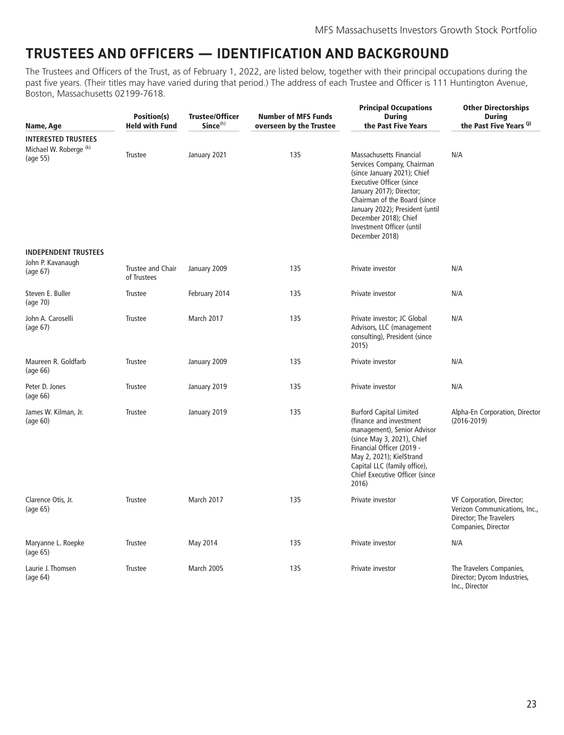# TRUSTEES AND OFFICERS — IDENTIFICATION AND BACKGROUND

The Trustees and Officers of the Trust, as of February 1, 2022, are listed below, together with their principal occupations during the past five years. (Their titles may have varied during that period.) The address of each Trustee and Officer is 111 Huntington Avenue, Boston, Massachusetts 02199-7618.

| Name, Age | Position(s) Held with Fund | Trustee/Officer Since[(h)] | Number of MFS Funds overseen by the Trustee | Principal Occupations During the Past Five Years | Other Directorships During the Past Five Years [(j)] |
|---|---|---|---|---|---|
| **INTERESTED TRUSTEES** | | | | | |
| Michael W. Roberge [(k)] (age 55) | Trustee | January 2021 | 135 | Massachusetts Financial Services Company, Chairman (since January 2021); Chief Executive Officer (since January 2017); Director; Chairman of the Board (since January 2022); President (until December 2018); Chief Investment Officer (until December 2018) | N/A |
| **INDEPENDENT TRUSTEES** | | | | | |
| John P. Kavanaugh (age 67) | Trustee and Chair of Trustees | January 2009 | 135 | Private investor | N/A |
| Steven E. Buller (age 70) | Trustee | February 2014 | 135 | Private investor | N/A |
| John A. Caroselli (age 67) | Trustee | March 2017 | 135 | Private investor; JC Global Advisors, LLC (management consulting), President (since 2015) | N/A |
| Maureen R. Goldfarb (age 66) | Trustee | January 2009 | 135 | Private investor | N/A |
| Peter D. Jones (age 66) | Trustee | January 2019 | 135 | Private investor | N/A |
| James W. Kilman, Jr. (age 60) | Trustee | January 2019 | 135 | Burford Capital Limited (finance and investment management), Senior Advisor (since May 3, 2021), Chief Financial Officer (2019 - May 2, 2021); KielStrand Capital LLC (family office), Chief Executive Officer (since 2016) | Alpha-En Corporation, Director (2016-2019) |
| Clarence Otis, Jr. (age 65) | Trustee | March 2017 | 135 | Private investor | VF Corporation, Director; Verizon Communications, Inc., Director; The Travelers Companies, Director |
| Maryanne L. Roepke (age 65) | Trustee | May 2014 | 135 | Private investor | N/A |
| Laurie J. Thomsen (age 64) | Trustee | March 2005 | 135 | Private investor | The Travelers Companies, Director; Dycom Industries, Inc., Director |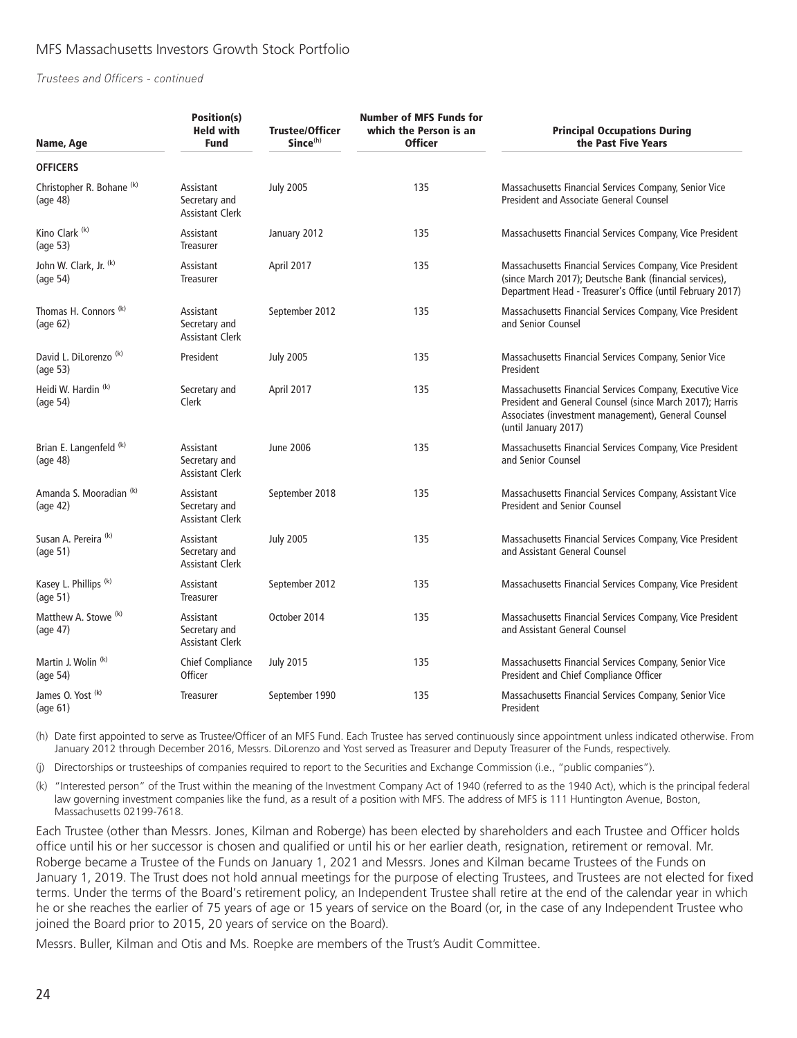Trustees and Officers - continued

| Name, Age | Position(s) Held with Fund | Trustee/Officer Since[(h)] | Number of MFS Funds for which the Person is an Officer | Principal Occupations During the Past Five Years |
|---|---|---|---|---|
| **OFFICERS** | | | | |
| Christopher R. Bohane [(k)] (age 48) | Assistant Secretary and Assistant Clerk | July 2005 | 135 | Massachusetts Financial Services Company, Senior Vice President and Associate General Counsel |
| Kino Clark [(k)] (age 53) | Assistant Treasurer | January 2012 | 135 | Massachusetts Financial Services Company, Vice President |
| John W. Clark, Jr. [(k)] (age 54) | Assistant Treasurer | April 2017 | 135 | Massachusetts Financial Services Company, Vice President (since March 2017); Deutsche Bank (financial services), Department Head - Treasurer's Office (until February 2017) |
| Thomas H. Connors [(k)] (age 62) | Assistant Secretary and Assistant Clerk | September 2012 | 135 | Massachusetts Financial Services Company, Vice President and Senior Counsel |
| David L. DiLorenzo [(k)] (age 53) | President | July 2005 | 135 | Massachusetts Financial Services Company, Senior Vice President |
| Heidi W. Hardin [(k)] (age 54) | Secretary and Clerk | April 2017 | 135 | Massachusetts Financial Services Company, Executive Vice President and General Counsel (since March 2017); Harris Associates (investment management), General Counsel (until January 2017) |
| Brian E. Langenfeld [(k)] (age 48) | Assistant Secretary and Assistant Clerk | June 2006 | 135 | Massachusetts Financial Services Company, Vice President and Senior Counsel |
| Amanda S. Mooradian [(k)] (age 42) | Assistant Secretary and Assistant Clerk | September 2018 | 135 | Massachusetts Financial Services Company, Assistant Vice President and Senior Counsel |
| Susan A. Pereira [(k)] (age 51) | Assistant Secretary and Assistant Clerk | July 2005 | 135 | Massachusetts Financial Services Company, Vice President and Assistant General Counsel |
| Kasey L. Phillips [(k)] (age 51) | Assistant Treasurer | September 2012 | 135 | Massachusetts Financial Services Company, Vice President |
| Matthew A. Stowe [(k)] (age 47) | Assistant Secretary and Assistant Clerk | October 2014 | 135 | Massachusetts Financial Services Company, Vice President and Assistant General Counsel |
| Martin J. Wolin [(k)] (age 54) | Chief Compliance Officer | July 2015 | 135 | Massachusetts Financial Services Company, Senior Vice President and Chief Compliance Officer |
| James O. Yost [(k)] (age 61) | Treasurer | September 1990 | 135 | Massachusetts Financial Services Company, Senior Vice President |

(h) Date first appointed to serve as Trustee/Officer of an MFS Fund. Each Trustee has served continuously since appointment unless indicated otherwise. From January 2012 through December 2016, Messrs. DiLorenzo and Yost served as Treasurer and Deputy Treasurer of the Funds, respectively.

(j) Directorships or trusteeships of companies required to report to the Securities and Exchange Commission (i.e., "public companies").

(k) "Interested person" of the Trust within the meaning of the Investment Company Act of 1940 (referred to as the 1940 Act), which is the principal federal law governing investment companies like the fund, as a result of a position with MFS. The address of MFS is 111 Huntington Avenue, Boston, Massachusetts 02199-7618.

Each Trustee (other than Messrs. Jones, Kilman and Roberge) has been elected by shareholders and each Trustee and Officer holds office until his or her successor is chosen and qualified or until his or her earlier death, resignation, retirement or removal. Mr. Roberge became a Trustee of the Funds on January 1, 2021 and Messrs. Jones and Kilman became Trustees of the Funds on January 1, 2019. The Trust does not hold annual meetings for the purpose of electing Trustees, and Trustees are not elected for fixed terms. Under the terms of the Board's retirement policy, an Independent Trustee shall retire at the end of the calendar year in which he or she reaches the earlier of 75 years of age or 15 years of service on the Board (or, in the case of any Independent Trustee who joined the Board prior to 2015, 20 years of service on the Board).

Messrs. Buller, Kilman and Otis and Ms. Roepke are members of the Trust's Audit Committee.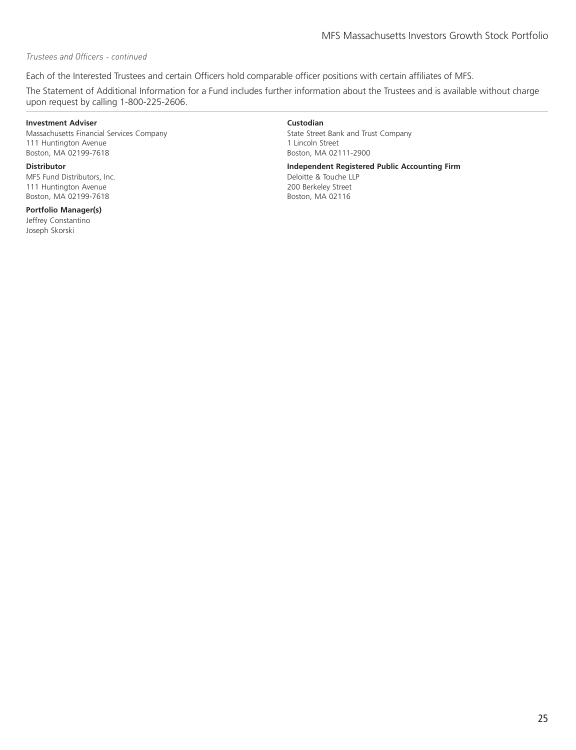*Trustees and Officers - continued*

Each of the Interested Trustees and certain Officers hold comparable officer positions with certain affiliates of MFS.

The Statement of Additional Information for a Fund includes further information about the Trustees and is available without charge upon request by calling 1-800-225-2606.

**Investment Adviser**
Massachusetts Financial Services Company
111 Huntington Avenue
Boston, MA 02199-7618

**Distributor**
MFS Fund Distributors, Inc.
111 Huntington Avenue
Boston, MA 02199-7618

**Portfolio Manager(s)**
Jeffrey Constantino
Joseph Skorski

**Custodian**
State Street Bank and Trust Company
1 Lincoln Street
Boston, MA 02111-2900

**Independent Registered Public Accounting Firm**
Deloitte & Touche LLP
200 Berkeley Street
Boston, MA 02116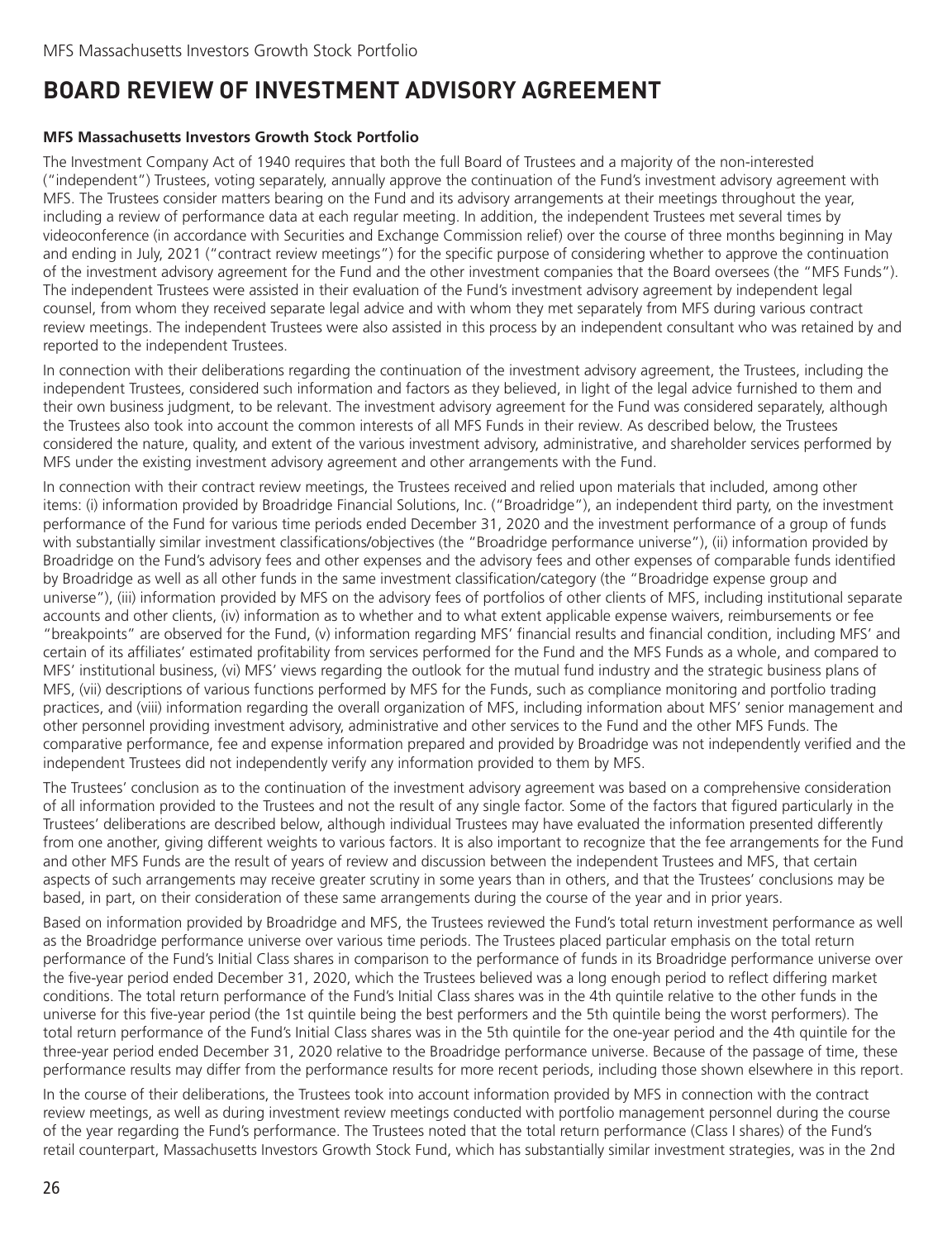# BOARD REVIEW OF INVESTMENT ADVISORY AGREEMENT

**MFS Massachusetts Investors Growth Stock Portfolio**

The Investment Company Act of 1940 requires that both the full Board of Trustees and a majority of the non-interested ("independent") Trustees, voting separately, annually approve the continuation of the Fund's investment advisory agreement with MFS. The Trustees consider matters bearing on the Fund and its advisory arrangements at their meetings throughout the year, including a review of performance data at each regular meeting. In addition, the independent Trustees met several times by videoconference (in accordance with Securities and Exchange Commission relief) over the course of three months beginning in May and ending in July, 2021 ("contract review meetings") for the specific purpose of considering whether to approve the continuation of the investment advisory agreement for the Fund and the other investment companies that the Board oversees (the "MFS Funds"). The independent Trustees were assisted in their evaluation of the Fund's investment advisory agreement by independent legal counsel, from whom they received separate legal advice and with whom they met separately from MFS during various contract review meetings. The independent Trustees were also assisted in this process by an independent consultant who was retained by and reported to the independent Trustees.

In connection with their deliberations regarding the continuation of the investment advisory agreement, the Trustees, including the independent Trustees, considered such information and factors as they believed, in light of the legal advice furnished to them and their own business judgment, to be relevant. The investment advisory agreement for the Fund was considered separately, although the Trustees also took into account the common interests of all MFS Funds in their review. As described below, the Trustees considered the nature, quality, and extent of the various investment advisory, administrative, and shareholder services performed by MFS under the existing investment advisory agreement and other arrangements with the Fund.

In connection with their contract review meetings, the Trustees received and relied upon materials that included, among other items: (i) information provided by Broadridge Financial Solutions, Inc. ("Broadridge"), an independent third party, on the investment performance of the Fund for various time periods ended December 31, 2020 and the investment performance of a group of funds with substantially similar investment classifications/objectives (the "Broadridge performance universe"), (ii) information provided by Broadridge on the Fund's advisory fees and other expenses and the advisory fees and other expenses of comparable funds identified by Broadridge as well as all other funds in the same investment classification/category (the "Broadridge expense group and universe"), (iii) information provided by MFS on the advisory fees of portfolios of other clients of MFS, including institutional separate accounts and other clients, (iv) information as to whether and to what extent applicable expense waivers, reimbursements or fee "breakpoints" are observed for the Fund, (v) information regarding MFS' financial results and financial condition, including MFS' and certain of its affiliates' estimated profitability from services performed for the Fund and the MFS Funds as a whole, and compared to MFS' institutional business, (vi) MFS' views regarding the outlook for the mutual fund industry and the strategic business plans of MFS, (vii) descriptions of various functions performed by MFS for the Funds, such as compliance monitoring and portfolio trading practices, and (viii) information regarding the overall organization of MFS, including information about MFS' senior management and other personnel providing investment advisory, administrative and other services to the Fund and the other MFS Funds. The comparative performance, fee and expense information prepared and provided by Broadridge was not independently verified and the independent Trustees did not independently verify any information provided to them by MFS.

The Trustees' conclusion as to the continuation of the investment advisory agreement was based on a comprehensive consideration of all information provided to the Trustees and not the result of any single factor. Some of the factors that figured particularly in the Trustees' deliberations are described below, although individual Trustees may have evaluated the information presented differently from one another, giving different weights to various factors. It is also important to recognize that the fee arrangements for the Fund and other MFS Funds are the result of years of review and discussion between the independent Trustees and MFS, that certain aspects of such arrangements may receive greater scrutiny in some years than in others, and that the Trustees' conclusions may be based, in part, on their consideration of these same arrangements during the course of the year and in prior years.

Based on information provided by Broadridge and MFS, the Trustees reviewed the Fund's total return investment performance as well as the Broadridge performance universe over various time periods. The Trustees placed particular emphasis on the total return performance of the Fund's Initial Class shares in comparison to the performance of funds in its Broadridge performance universe over the five-year period ended December 31, 2020, which the Trustees believed was a long enough period to reflect differing market conditions. The total return performance of the Fund's Initial Class shares was in the 4th quintile relative to the other funds in the universe for this five-year period (the 1st quintile being the best performers and the 5th quintile being the worst performers). The total return performance of the Fund's Initial Class shares was in the 5th quintile for the one-year period and the 4th quintile for the three-year period ended December 31, 2020 relative to the Broadridge performance universe. Because of the passage of time, these performance results may differ from the performance results for more recent periods, including those shown elsewhere in this report.

In the course of their deliberations, the Trustees took into account information provided by MFS in connection with the contract review meetings, as well as during investment review meetings conducted with portfolio management personnel during the course of the year regarding the Fund's performance. The Trustees noted that the total return performance (Class I shares) of the Fund's retail counterpart, Massachusetts Investors Growth Stock Fund, which has substantially similar investment strategies, was in the 2nd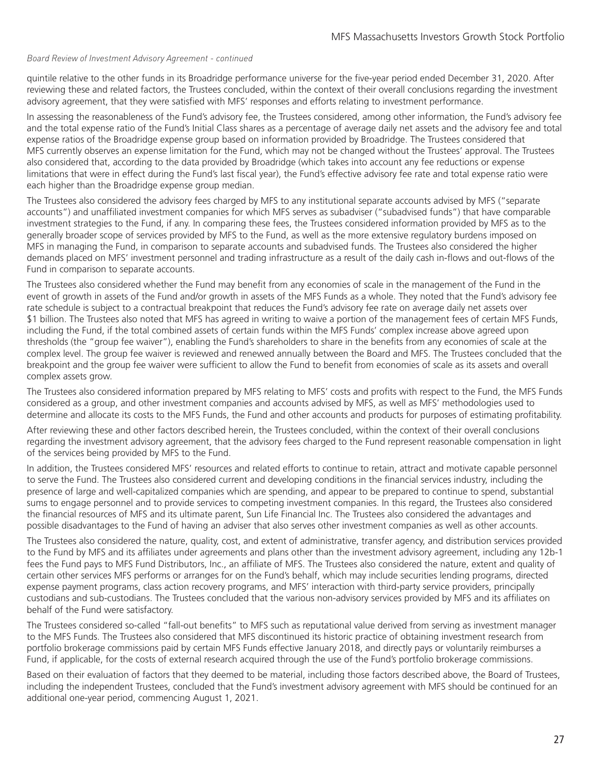*Board Review of Investment Advisory Agreement - continued*

quintile relative to the other funds in its Broadridge performance universe for the five-year period ended December 31, 2020. After reviewing these and related factors, the Trustees concluded, within the context of their overall conclusions regarding the investment advisory agreement, that they were satisfied with MFS' responses and efforts relating to investment performance.

In assessing the reasonableness of the Fund's advisory fee, the Trustees considered, among other information, the Fund's advisory fee and the total expense ratio of the Fund's Initial Class shares as a percentage of average daily net assets and the advisory fee and total expense ratios of the Broadridge expense group based on information provided by Broadridge. The Trustees considered that MFS currently observes an expense limitation for the Fund, which may not be changed without the Trustees' approval. The Trustees also considered that, according to the data provided by Broadridge (which takes into account any fee reductions or expense limitations that were in effect during the Fund's last fiscal year), the Fund's effective advisory fee rate and total expense ratio were each higher than the Broadridge expense group median.

The Trustees also considered the advisory fees charged by MFS to any institutional separate accounts advised by MFS ("separate accounts") and unaffiliated investment companies for which MFS serves as subadviser ("subadvised funds") that have comparable investment strategies to the Fund, if any. In comparing these fees, the Trustees considered information provided by MFS as to the generally broader scope of services provided by MFS to the Fund, as well as the more extensive regulatory burdens imposed on MFS in managing the Fund, in comparison to separate accounts and subadvised funds. The Trustees also considered the higher demands placed on MFS' investment personnel and trading infrastructure as a result of the daily cash in-flows and out-flows of the Fund in comparison to separate accounts.

The Trustees also considered whether the Fund may benefit from any economies of scale in the management of the Fund in the event of growth in assets of the Fund and/or growth in assets of the MFS Funds as a whole. They noted that the Fund's advisory fee rate schedule is subject to a contractual breakpoint that reduces the Fund's advisory fee rate on average daily net assets over $1 billion. The Trustees also noted that MFS has agreed in writing to waive a portion of the management fees of certain MFS Funds, including the Fund, if the total combined assets of certain funds within the MFS Funds' complex increase above agreed upon thresholds (the "group fee waiver"), enabling the Fund's shareholders to share in the benefits from any economies of scale at the complex level. The group fee waiver is reviewed and renewed annually between the Board and MFS. The Trustees concluded that the breakpoint and the group fee waiver were sufficient to allow the Fund to benefit from economies of scale as its assets and overall complex assets grow.

The Trustees also considered information prepared by MFS relating to MFS' costs and profits with respect to the Fund, the MFS Funds considered as a group, and other investment companies and accounts advised by MFS, as well as MFS' methodologies used to determine and allocate its costs to the MFS Funds, the Fund and other accounts and products for purposes of estimating profitability.

After reviewing these and other factors described herein, the Trustees concluded, within the context of their overall conclusions regarding the investment advisory agreement, that the advisory fees charged to the Fund represent reasonable compensation in light of the services being provided by MFS to the Fund.

In addition, the Trustees considered MFS' resources and related efforts to continue to retain, attract and motivate capable personnel to serve the Fund. The Trustees also considered current and developing conditions in the financial services industry, including the presence of large and well-capitalized companies which are spending, and appear to be prepared to continue to spend, substantial sums to engage personnel and to provide services to competing investment companies. In this regard, the Trustees also considered the financial resources of MFS and its ultimate parent, Sun Life Financial Inc. The Trustees also considered the advantages and possible disadvantages to the Fund of having an adviser that also serves other investment companies as well as other accounts.

The Trustees also considered the nature, quality, cost, and extent of administrative, transfer agency, and distribution services provided to the Fund by MFS and its affiliates under agreements and plans other than the investment advisory agreement, including any 12b-1 fees the Fund pays to MFS Fund Distributors, Inc., an affiliate of MFS. The Trustees also considered the nature, extent and quality of certain other services MFS performs or arranges for on the Fund's behalf, which may include securities lending programs, directed expense payment programs, class action recovery programs, and MFS' interaction with third-party service providers, principally custodians and sub-custodians. The Trustees concluded that the various non-advisory services provided by MFS and its affiliates on behalf of the Fund were satisfactory.

The Trustees considered so-called "fall-out benefits" to MFS such as reputational value derived from serving as investment manager to the MFS Funds. The Trustees also considered that MFS discontinued its historic practice of obtaining investment research from portfolio brokerage commissions paid by certain MFS Funds effective January 2018, and directly pays or voluntarily reimburses a Fund, if applicable, for the costs of external research acquired through the use of the Fund's portfolio brokerage commissions.

Based on their evaluation of factors that they deemed to be material, including those factors described above, the Board of Trustees, including the independent Trustees, concluded that the Fund's investment advisory agreement with MFS should be continued for an additional one-year period, commencing August 1, 2021.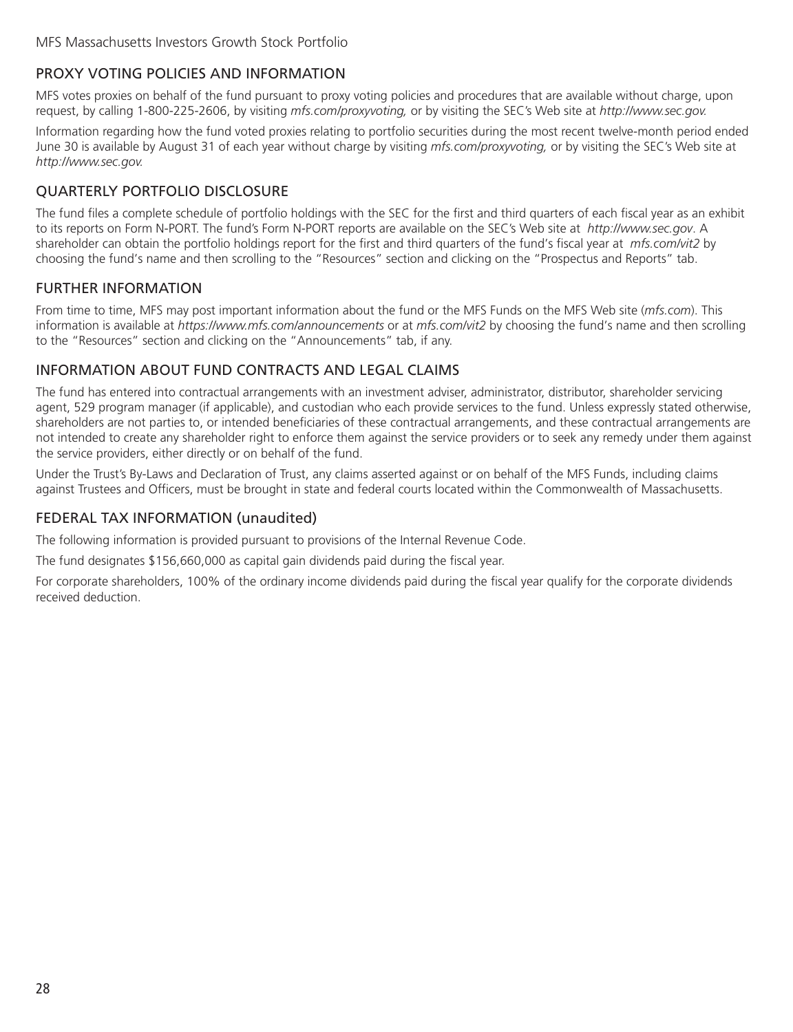## PROXY VOTING POLICIES AND INFORMATION

MFS votes proxies on behalf of the fund pursuant to proxy voting policies and procedures that are available without charge, upon request, by calling 1-800-225-2606, by visiting *mfs.com/proxyvoting,* or by visiting the SEC's Web site at *http://www.sec.gov.*

Information regarding how the fund voted proxies relating to portfolio securities during the most recent twelve-month period ended June 30 is available by August 31 of each year without charge by visiting *mfs.com/proxyvoting,* or by visiting the SEC's Web site at *http://www.sec.gov.*

## QUARTERLY PORTFOLIO DISCLOSURE

The fund files a complete schedule of portfolio holdings with the SEC for the first and third quarters of each fiscal year as an exhibit to its reports on Form N-PORT. The fund's Form N-PORT reports are available on the SEC's Web site at *http://www.sec.gov*. A shareholder can obtain the portfolio holdings report for the first and third quarters of the fund's fiscal year at *mfs.com/vit2* by choosing the fund's name and then scrolling to the "Resources" section and clicking on the "Prospectus and Reports" tab.

## FURTHER INFORMATION

From time to time, MFS may post important information about the fund or the MFS Funds on the MFS Web site (*mfs.com*). This information is available at *https://www.mfs.com/announcements* or at *mfs.com/vit2* by choosing the fund's name and then scrolling to the "Resources" section and clicking on the "Announcements" tab, if any.

## INFORMATION ABOUT FUND CONTRACTS AND LEGAL CLAIMS

The fund has entered into contractual arrangements with an investment adviser, administrator, distributor, shareholder servicing agent, 529 program manager (if applicable), and custodian who each provide services to the fund. Unless expressly stated otherwise, shareholders are not parties to, or intended beneficiaries of these contractual arrangements, and these contractual arrangements are not intended to create any shareholder right to enforce them against the service providers or to seek any remedy under them against the service providers, either directly or on behalf of the fund.

Under the Trust's By-Laws and Declaration of Trust, any claims asserted against or on behalf of the MFS Funds, including claims against Trustees and Officers, must be brought in state and federal courts located within the Commonwealth of Massachusetts.

## FEDERAL TAX INFORMATION (unaudited)

The following information is provided pursuant to provisions of the Internal Revenue Code.

The fund designates $156,660,000 as capital gain dividends paid during the fiscal year.

For corporate shareholders, 100% of the ordinary income dividends paid during the fiscal year qualify for the corporate dividends received deduction.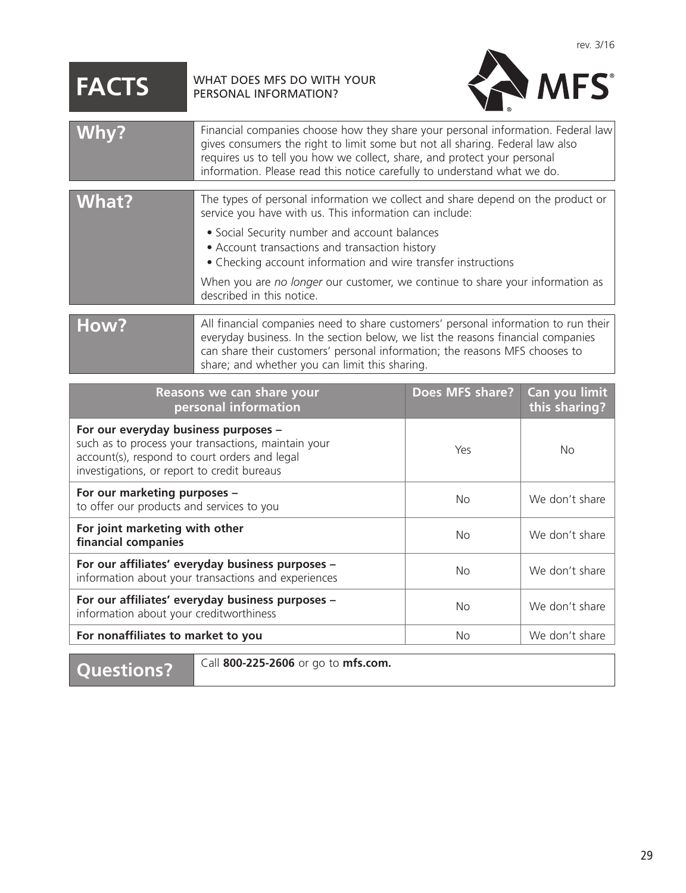rev. 3/16

# FACTS

WHAT DOES MFS DO WITH YOUR PERSONAL INFORMATION?

MFS®

| | |
|---|---|
| **Why?** | Financial companies choose how they share your personal information. Federal law gives consumers the right to limit some but not all sharing. Federal law also requires us to tell you how we collect, share, and protect your personal information. Please read this notice carefully to understand what we do. |
| **What?** | The types of personal information we collect and share depend on the product or service you have with us. This information can include:<br>• Social Security number and account balances<br>• Account transactions and transaction history<br>• Checking account information and wire transfer instructions<br>When you are *no longer* our customer, we continue to share your information as described in this notice. |
| **How?** | All financial companies need to share customers' personal information to run their everyday business. In the section below, we list the reasons financial companies can share their customers' personal information; the reasons MFS chooses to share; and whether you can limit this sharing. |

| Reasons we can share your personal information | Does MFS share? | Can you limit this sharing? |
|---|---|---|
| **For our everyday business purposes –** such as to process your transactions, maintain your account(s), respond to court orders and legal investigations, or report to credit bureaus | Yes | No |
| **For our marketing purposes –** to offer our products and services to you | No | We don't share |
| **For joint marketing with other financial companies** | No | We don't share |
| **For our affiliates' everyday business purposes –** information about your transactions and experiences | No | We don't share |
| **For our affiliates' everyday business purposes –** information about your creditworthiness | No | We don't share |
| **For nonaffiliates to market to you** | No | We don't share |

| | |
|---|---|
| **Questions?** | Call **800-225-2606** or go to **mfs.com.** |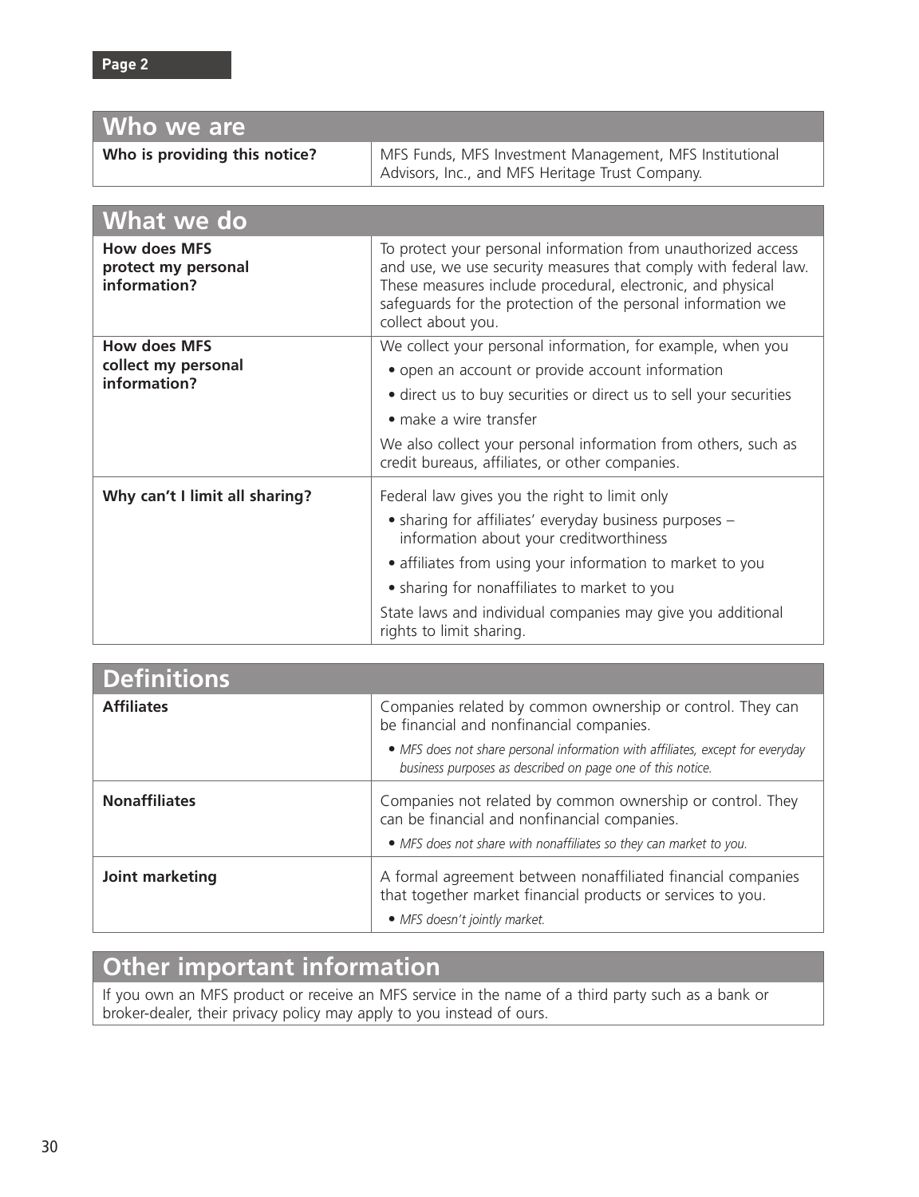Page 2

| Who we are | |
|---|---|
| **Who is providing this notice?** | MFS Funds, MFS Investment Management, MFS Institutional Advisors, Inc., and MFS Heritage Trust Company. |

| What we do | |
|---|---|
| **How does MFS protect my personal information?** | To protect your personal information from unauthorized access and use, we use security measures that comply with federal law. These measures include procedural, electronic, and physical safeguards for the protection of the personal information we collect about you. |
| **How does MFS collect my personal information?** | We collect your personal information, for example, when you<br>• open an account or provide account information<br>• direct us to buy securities or direct us to sell your securities<br>• make a wire transfer<br>We also collect your personal information from others, such as credit bureaus, affiliates, or other companies. |
| **Why can't I limit all sharing?** | Federal law gives you the right to limit only<br>• sharing for affiliates' everyday business purposes – information about your creditworthiness<br>• affiliates from using your information to market to you<br>• sharing for nonaffiliates to market to you<br>State laws and individual companies may give you additional rights to limit sharing. |

| Definitions | |
|---|---|
| **Affiliates** | Companies related by common ownership or control. They can be financial and nonfinancial companies.<br>• *MFS does not share personal information with affiliates, except for everyday business purposes as described on page one of this notice.* |
| **Nonaffiliates** | Companies not related by common ownership or control. They can be financial and nonfinancial companies.<br>• *MFS does not share with nonaffiliates so they can market to you.* |
| **Joint marketing** | A formal agreement between nonaffiliated financial companies that together market financial products or services to you.<br>• *MFS doesn't jointly market.* |

## Other important information

If you own an MFS product or receive an MFS service in the name of a third party such as a bank or broker-dealer, their privacy policy may apply to you instead of ours.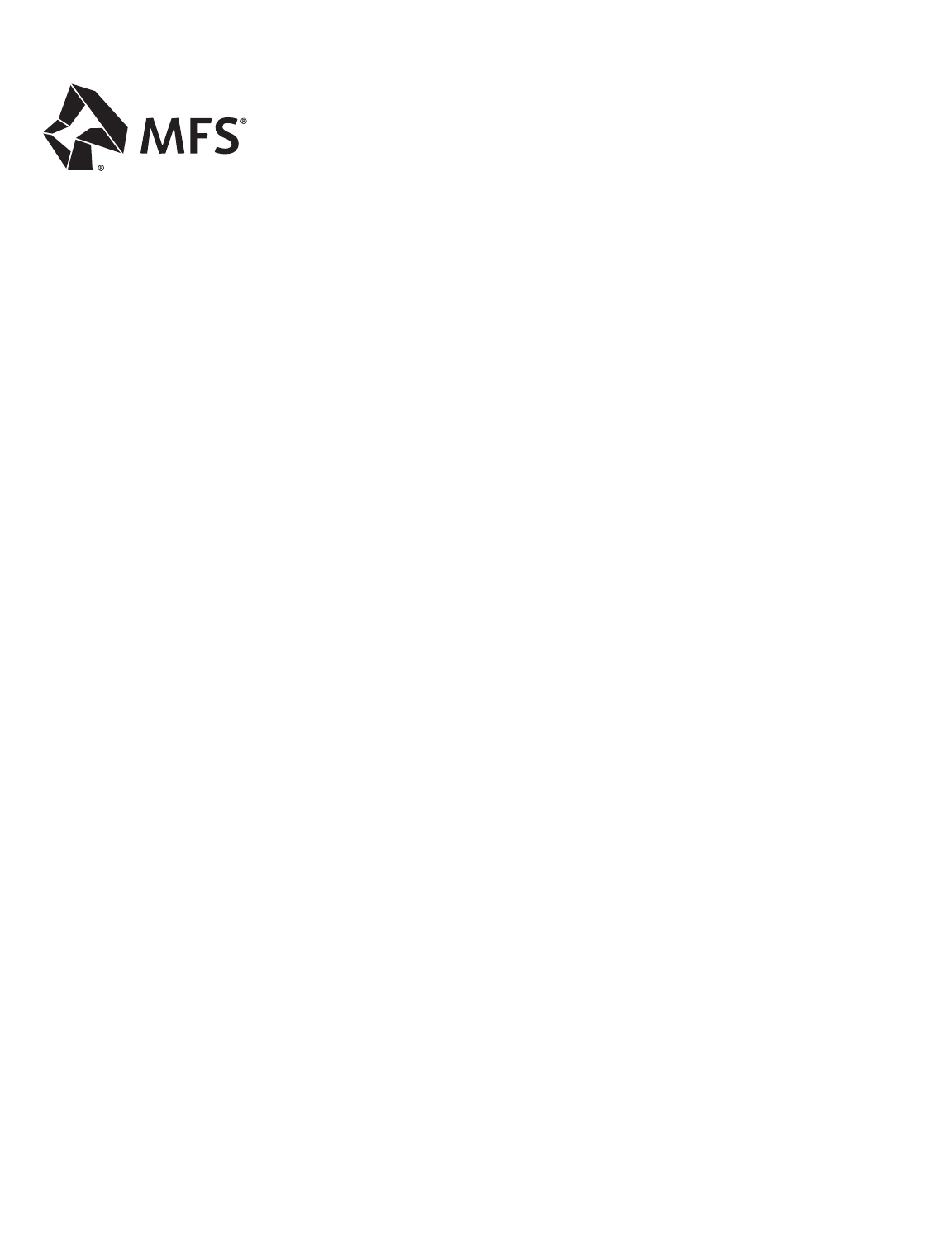MFS®